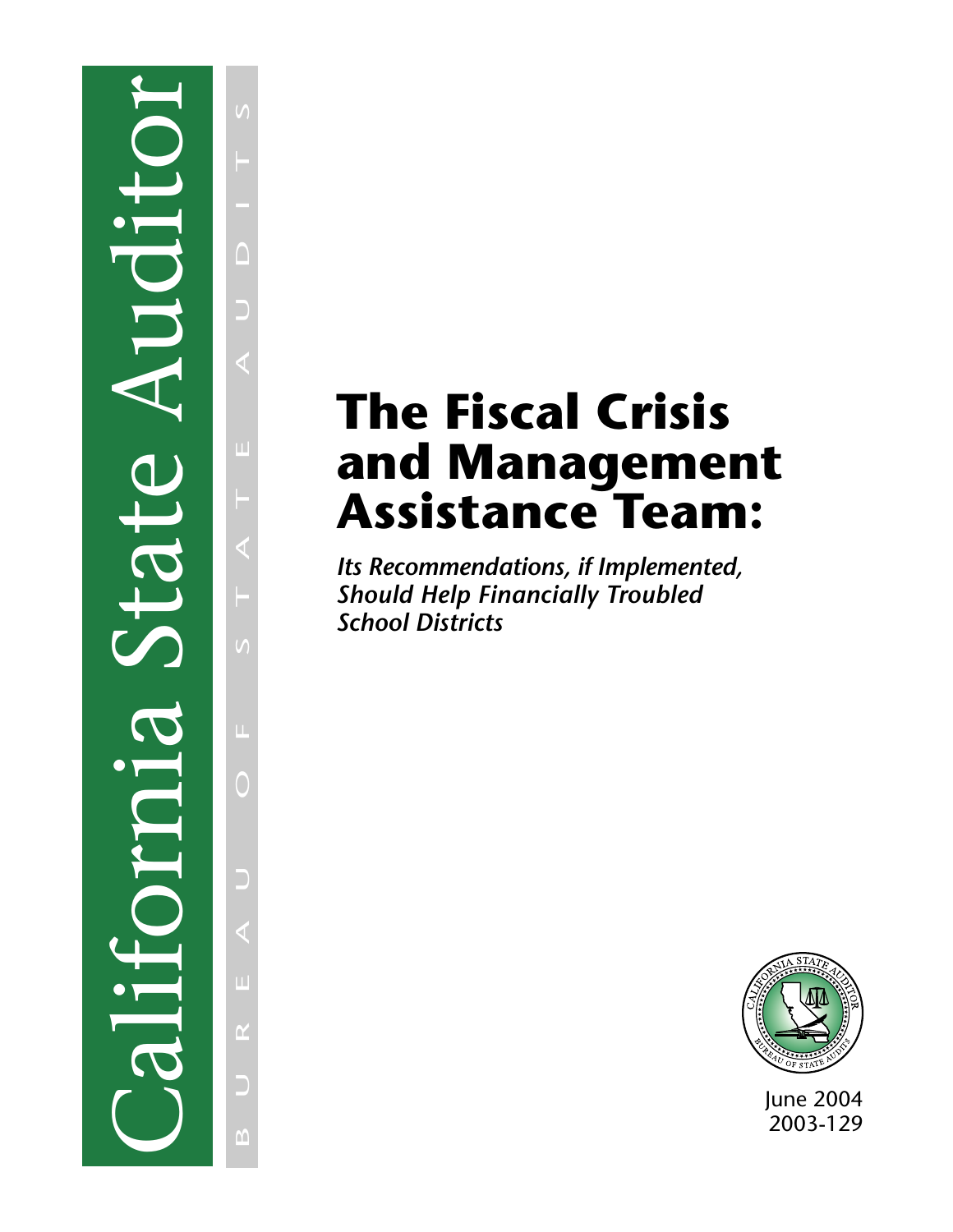California State Auditor

BUREAU OF STATE AUDITS

# The Fiscal Crisis and Management Assistance Team:

***Its Recommendations, if Implemented, Should Help Financially Troubled School Districts***

June 2004
2003-129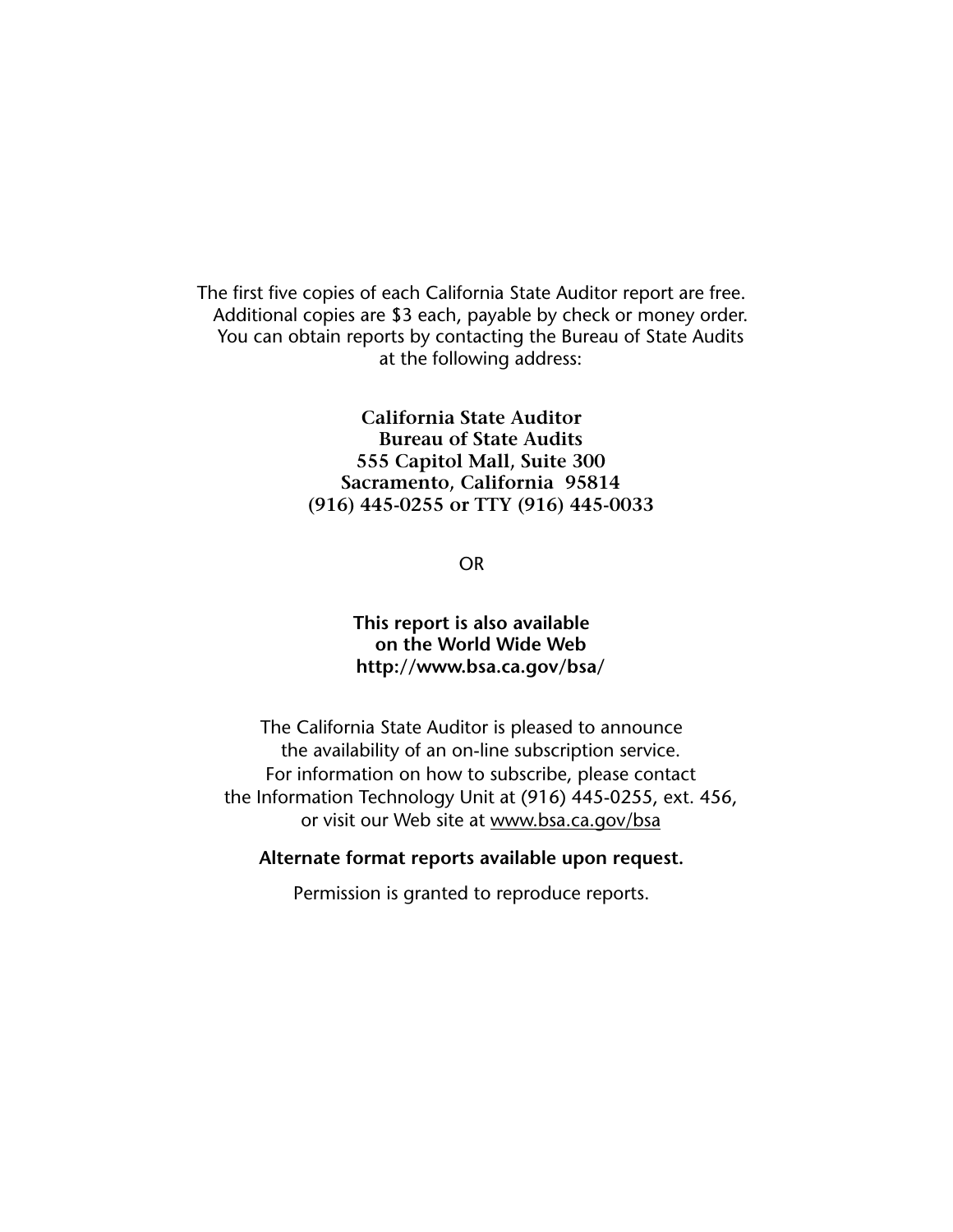The first five copies of each California State Auditor report are free.
Additional copies are $3 each, payable by check or money order.
You can obtain reports by contacting the Bureau of State Audits
at the following address:

**California State Auditor**
**Bureau of State Audits**
**555 Capitol Mall, Suite 300**
**Sacramento, California 95814**
**(916) 445-0255 or TTY (916) 445-0033**

OR

**This report is also available**
**on the World Wide Web**
**http://www.bsa.ca.gov/bsa/**

The California State Auditor is pleased to announce
the availability of an on-line subscription service.
For information on how to subscribe, please contact
the Information Technology Unit at (916) 445-0255, ext. 456,
or visit our Web site at www.bsa.ca.gov/bsa

**Alternate format reports available upon request.**

Permission is granted to reproduce reports.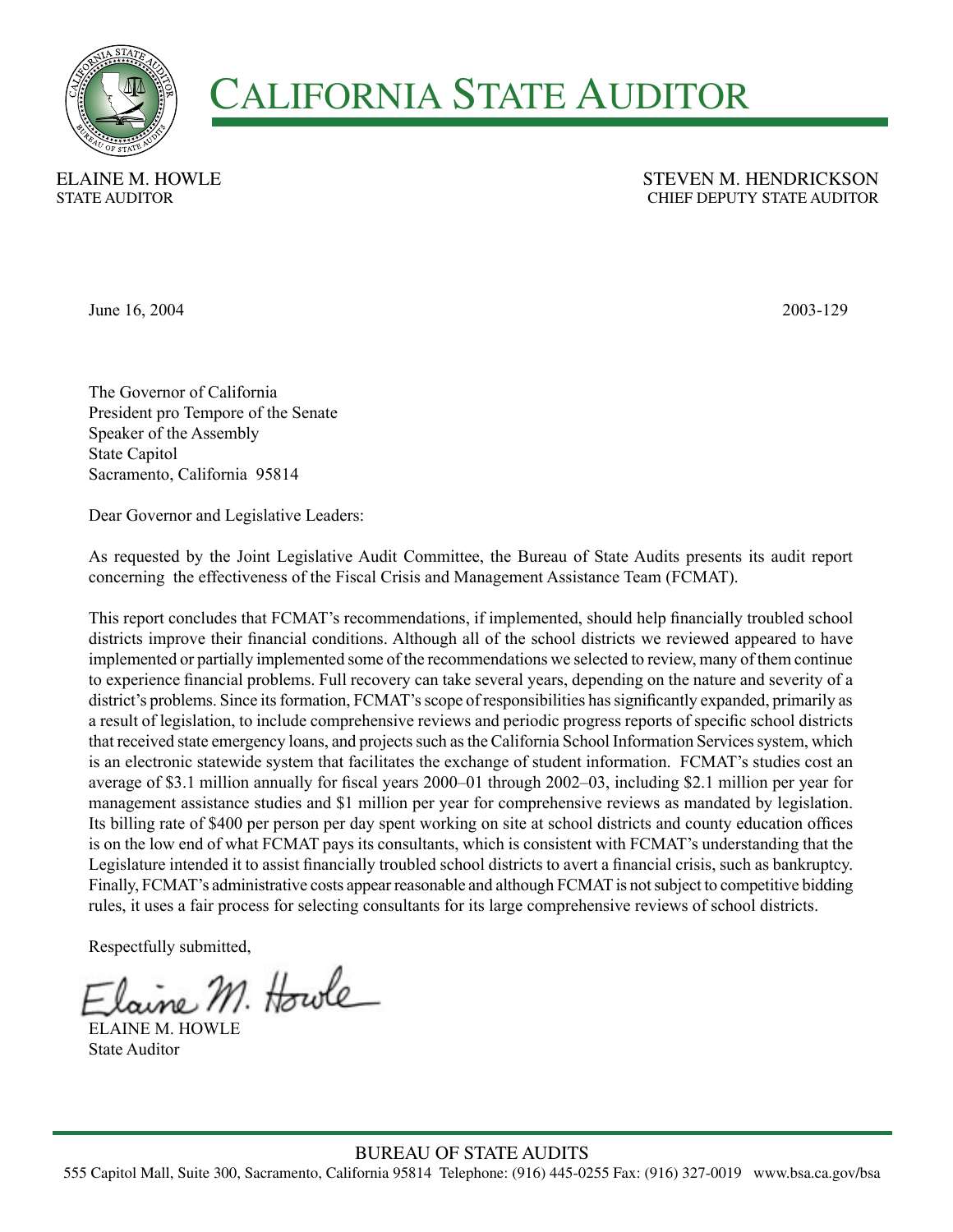# CALIFORNIA STATE AUDITOR

ELAINE M. HOWLE
STATE AUDITOR

STEVEN M. HENDRICKSON
CHIEF DEPUTY STATE AUDITOR

June 16, 2004

2003-129

The Governor of California
President pro Tempore of the Senate
Speaker of the Assembly
State Capitol
Sacramento, California 95814

Dear Governor and Legislative Leaders:

As requested by the Joint Legislative Audit Committee, the Bureau of State Audits presents its audit report concerning the effectiveness of the Fiscal Crisis and Management Assistance Team (FCMAT).

This report concludes that FCMAT's recommendations, if implemented, should help financially troubled school districts improve their financial conditions. Although all of the school districts we reviewed appeared to have implemented or partially implemented some of the recommendations we selected to review, many of them continue to experience financial problems. Full recovery can take several years, depending on the nature and severity of a district's problems. Since its formation, FCMAT's scope of responsibilities has significantly expanded, primarily as a result of legislation, to include comprehensive reviews and periodic progress reports of specific school districts that received state emergency loans, and projects such as the California School Information Services system, which is an electronic statewide system that facilitates the exchange of student information. FCMAT's studies cost an average of $3.1 million annually for fiscal years 2000–01 through 2002–03, including $2.1 million per year for management assistance studies and $1 million per year for comprehensive reviews as mandated by legislation. Its billing rate of $400 per person per day spent working on site at school districts and county education offices is on the low end of what FCMAT pays its consultants, which is consistent with FCMAT's understanding that the Legislature intended it to assist financially troubled school districts to avert a financial crisis, such as bankruptcy. Finally, FCMAT's administrative costs appear reasonable and although FCMAT is not subject to competitive bidding rules, it uses a fair process for selecting consultants for its large comprehensive reviews of school districts.

Respectfully submitted,

ELAINE M. HOWLE
State Auditor

BUREAU OF STATE AUDITS
555 Capitol Mall, Suite 300, Sacramento, California 95814 Telephone: (916) 445-0255 Fax: (916) 327-0019 www.bsa.ca.gov/bsa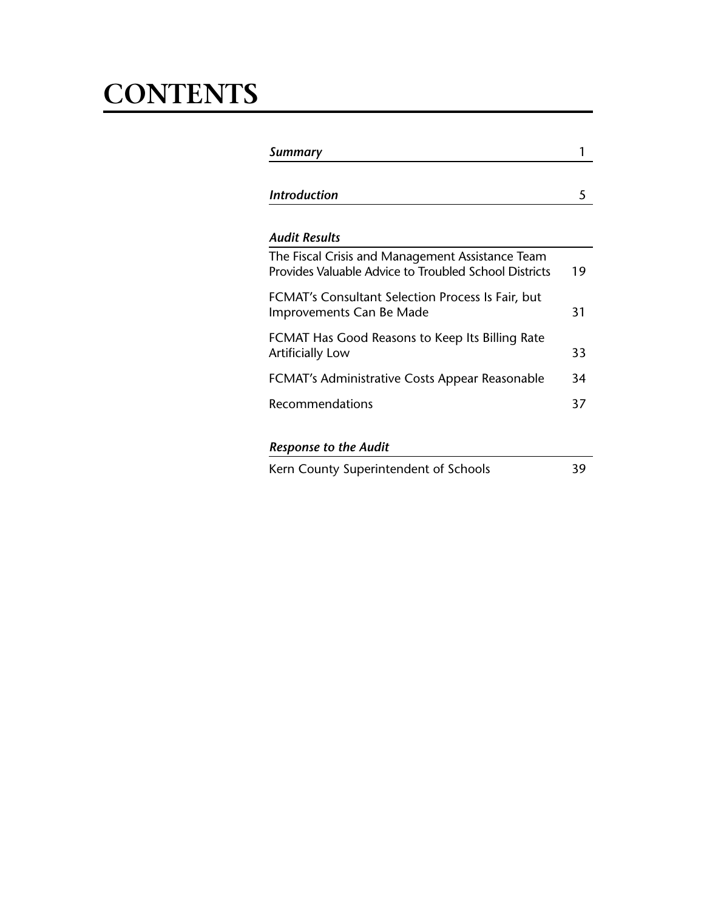# CONTENTS

| | |
|---|---|
| ***Summary*** | 1 |
| ***Introduction*** | 5 |
| ***Audit Results*** | |
| The Fiscal Crisis and Management Assistance Team Provides Valuable Advice to Troubled School Districts | 19 |
| FCMAT's Consultant Selection Process Is Fair, but Improvements Can Be Made | 31 |
| FCMAT Has Good Reasons to Keep Its Billing Rate Artificially Low | 33 |
| FCMAT's Administrative Costs Appear Reasonable | 34 |
| Recommendations | 37 |
| ***Response to the Audit*** | |
| Kern County Superintendent of Schools | 39 |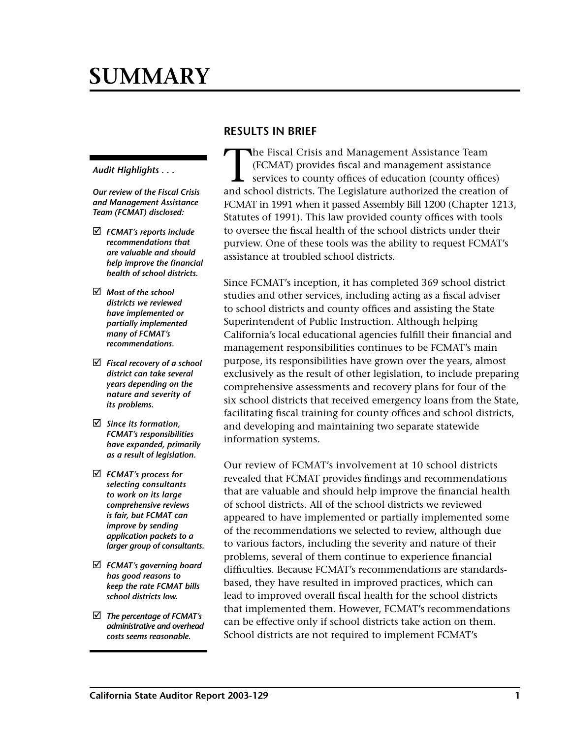# SUMMARY

*Audit Highlights . . .*

***Our review of the Fiscal Crisis and Management Assistance Team (FCMAT) disclosed:***

- ☑ ***FCMAT's reports include recommendations that are valuable and should help improve the financial health of school districts.***
- ☑ ***Most of the school districts we reviewed have implemented or partially implemented many of FCMAT's recommendations.***
- ☑ ***Fiscal recovery of a school district can take several years depending on the nature and severity of its problems.***
- ☑ ***Since its formation, FCMAT's responsibilities have expanded, primarily as a result of legislation.***
- ☑ ***FCMAT's process for selecting consultants to work on its large comprehensive reviews is fair, but FCMAT can improve by sending application packets to a larger group of consultants.***
- ☑ ***FCMAT's governing board has good reasons to keep the rate FCMAT bills school districts low.***
- ☑ ***The percentage of FCMAT's administrative and overhead costs seems reasonable.***

## RESULTS IN BRIEF

The Fiscal Crisis and Management Assistance Team (FCMAT) provides fiscal and management assistance services to county offices of education (county offices) and school districts. The Legislature authorized the creation of FCMAT in 1991 when it passed Assembly Bill 1200 (Chapter 1213, Statutes of 1991). This law provided county offices with tools to oversee the fiscal health of the school districts under their purview. One of these tools was the ability to request FCMAT's assistance at troubled school districts.

Since FCMAT's inception, it has completed 369 school district studies and other services, including acting as a fiscal adviser to school districts and county offices and assisting the State Superintendent of Public Instruction. Although helping California's local educational agencies fulfill their financial and management responsibilities continues to be FCMAT's main purpose, its responsibilities have grown over the years, almost exclusively as the result of other legislation, to include preparing comprehensive assessments and recovery plans for four of the six school districts that received emergency loans from the State, facilitating fiscal training for county offices and school districts, and developing and maintaining two separate statewide information systems.

Our review of FCMAT's involvement at 10 school districts revealed that FCMAT provides findings and recommendations that are valuable and should help improve the financial health of school districts. All of the school districts we reviewed appeared to have implemented or partially implemented some of the recommendations we selected to review, although due to various factors, including the severity and nature of their problems, several of them continue to experience financial difficulties. Because FCMAT's recommendations are standards-based, they have resulted in improved practices, which can lead to improved overall fiscal health for the school districts that implemented them. However, FCMAT's recommendations can be effective only if school districts take action on them. School districts are not required to implement FCMAT's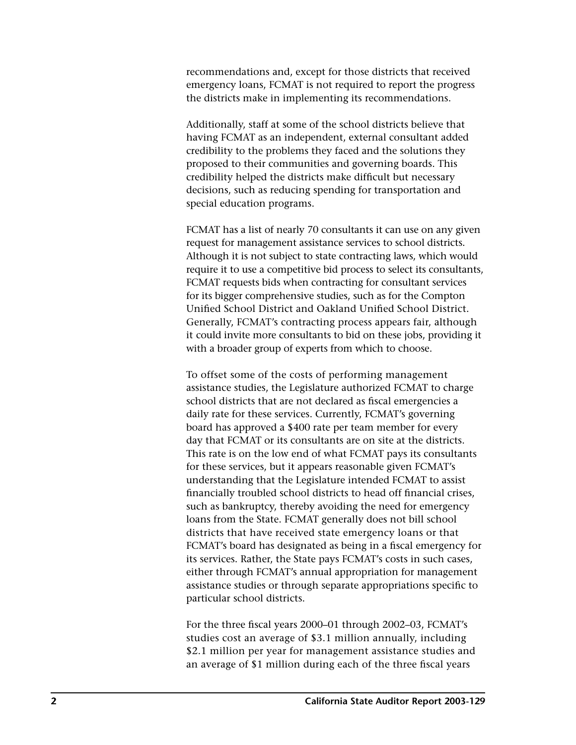recommendations and, except for those districts that received emergency loans, FCMAT is not required to report the progress the districts make in implementing its recommendations.

Additionally, staff at some of the school districts believe that having FCMAT as an independent, external consultant added credibility to the problems they faced and the solutions they proposed to their communities and governing boards. This credibility helped the districts make difficult but necessary decisions, such as reducing spending for transportation and special education programs.

FCMAT has a list of nearly 70 consultants it can use on any given request for management assistance services to school districts. Although it is not subject to state contracting laws, which would require it to use a competitive bid process to select its consultants, FCMAT requests bids when contracting for consultant services for its bigger comprehensive studies, such as for the Compton Unified School District and Oakland Unified School District. Generally, FCMAT's contracting process appears fair, although it could invite more consultants to bid on these jobs, providing it with a broader group of experts from which to choose.

To offset some of the costs of performing management assistance studies, the Legislature authorized FCMAT to charge school districts that are not declared as fiscal emergencies a daily rate for these services. Currently, FCMAT's governing board has approved a $400 rate per team member for every day that FCMAT or its consultants are on site at the districts. This rate is on the low end of what FCMAT pays its consultants for these services, but it appears reasonable given FCMAT's understanding that the Legislature intended FCMAT to assist financially troubled school districts to head off financial crises, such as bankruptcy, thereby avoiding the need for emergency loans from the State. FCMAT generally does not bill school districts that have received state emergency loans or that FCMAT's board has designated as being in a fiscal emergency for its services. Rather, the State pays FCMAT's costs in such cases, either through FCMAT's annual appropriation for management assistance studies or through separate appropriations specific to particular school districts.

For the three fiscal years 2000–01 through 2002–03, FCMAT's studies cost an average of $3.1 million annually, including $2.1 million per year for management assistance studies and an average of $1 million during each of the three fiscal years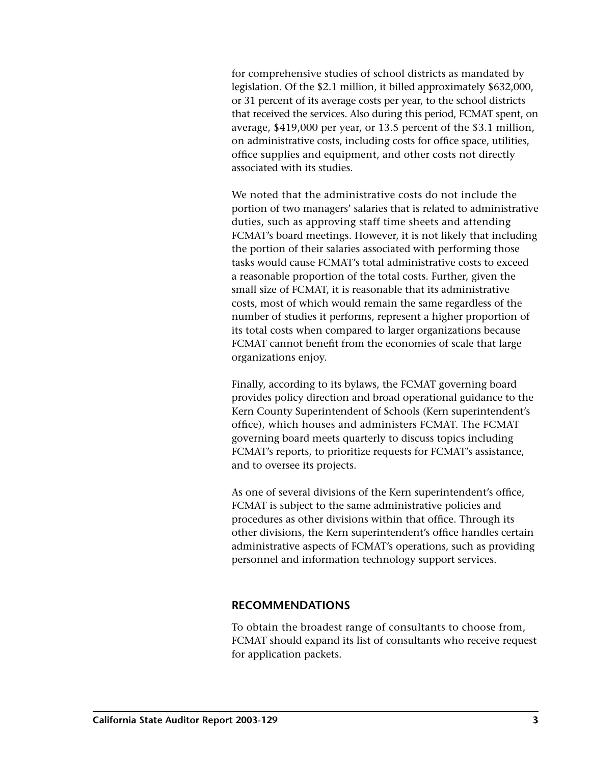for comprehensive studies of school districts as mandated by legislation. Of the $2.1 million, it billed approximately $632,000, or 31 percent of its average costs per year, to the school districts that received the services. Also during this period, FCMAT spent, on average, $419,000 per year, or 13.5 percent of the $3.1 million, on administrative costs, including costs for office space, utilities, office supplies and equipment, and other costs not directly associated with its studies.

We noted that the administrative costs do not include the portion of two managers' salaries that is related to administrative duties, such as approving staff time sheets and attending FCMAT's board meetings. However, it is not likely that including the portion of their salaries associated with performing those tasks would cause FCMAT's total administrative costs to exceed a reasonable proportion of the total costs. Further, given the small size of FCMAT, it is reasonable that its administrative costs, most of which would remain the same regardless of the number of studies it performs, represent a higher proportion of its total costs when compared to larger organizations because FCMAT cannot benefit from the economies of scale that large organizations enjoy.

Finally, according to its bylaws, the FCMAT governing board provides policy direction and broad operational guidance to the Kern County Superintendent of Schools (Kern superintendent's office), which houses and administers FCMAT. The FCMAT governing board meets quarterly to discuss topics including FCMAT's reports, to prioritize requests for FCMAT's assistance, and to oversee its projects.

As one of several divisions of the Kern superintendent's office, FCMAT is subject to the same administrative policies and procedures as other divisions within that office. Through its other divisions, the Kern superintendent's office handles certain administrative aspects of FCMAT's operations, such as providing personnel and information technology support services.

## RECOMMENDATIONS

To obtain the broadest range of consultants to choose from, FCMAT should expand its list of consultants who receive request for application packets.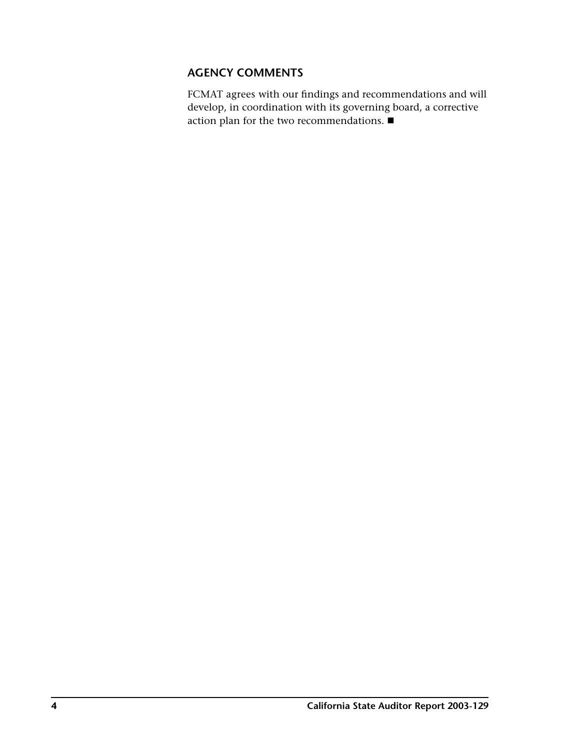## AGENCY COMMENTS

FCMAT agrees with our findings and recommendations and will develop, in coordination with its governing board, a corrective action plan for the two recommendations. ■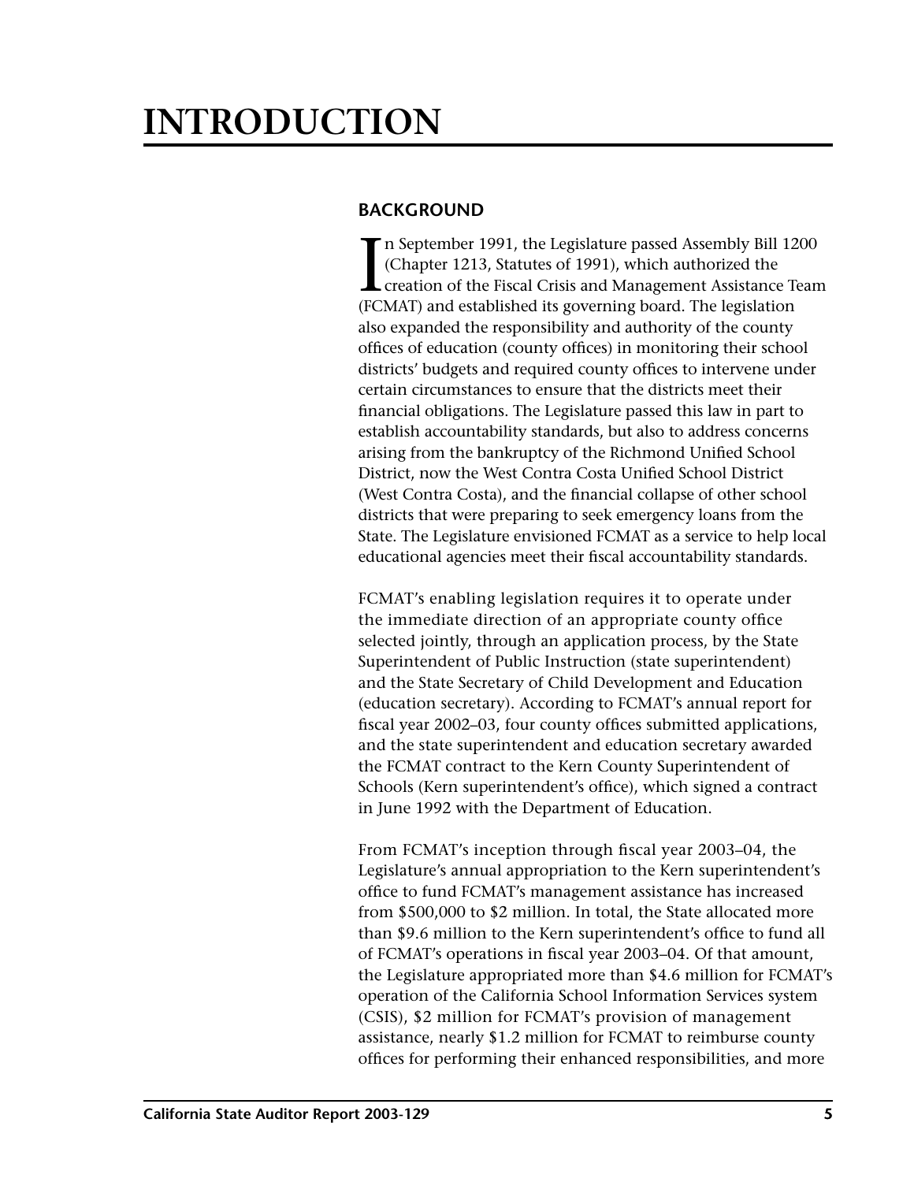# INTRODUCTION

## BACKGROUND

In September 1991, the Legislature passed Assembly Bill 1200 (Chapter 1213, Statutes of 1991), which authorized the creation of the Fiscal Crisis and Management Assistance Team (FCMAT) and established its governing board. The legislation also expanded the responsibility and authority of the county offices of education (county offices) in monitoring their school districts' budgets and required county offices to intervene under certain circumstances to ensure that the districts meet their financial obligations. The Legislature passed this law in part to establish accountability standards, but also to address concerns arising from the bankruptcy of the Richmond Unified School District, now the West Contra Costa Unified School District (West Contra Costa), and the financial collapse of other school districts that were preparing to seek emergency loans from the State. The Legislature envisioned FCMAT as a service to help local educational agencies meet their fiscal accountability standards.

FCMAT's enabling legislation requires it to operate under the immediate direction of an appropriate county office selected jointly, through an application process, by the State Superintendent of Public Instruction (state superintendent) and the State Secretary of Child Development and Education (education secretary). According to FCMAT's annual report for fiscal year 2002–03, four county offices submitted applications, and the state superintendent and education secretary awarded the FCMAT contract to the Kern County Superintendent of Schools (Kern superintendent's office), which signed a contract in June 1992 with the Department of Education.

From FCMAT's inception through fiscal year 2003–04, the Legislature's annual appropriation to the Kern superintendent's office to fund FCMAT's management assistance has increased from $500,000 to $2 million. In total, the State allocated more than $9.6 million to the Kern superintendent's office to fund all of FCMAT's operations in fiscal year 2003–04. Of that amount, the Legislature appropriated more than $4.6 million for FCMAT's operation of the California School Information Services system (CSIS), $2 million for FCMAT's provision of management assistance, nearly $1.2 million for FCMAT to reimburse county offices for performing their enhanced responsibilities, and more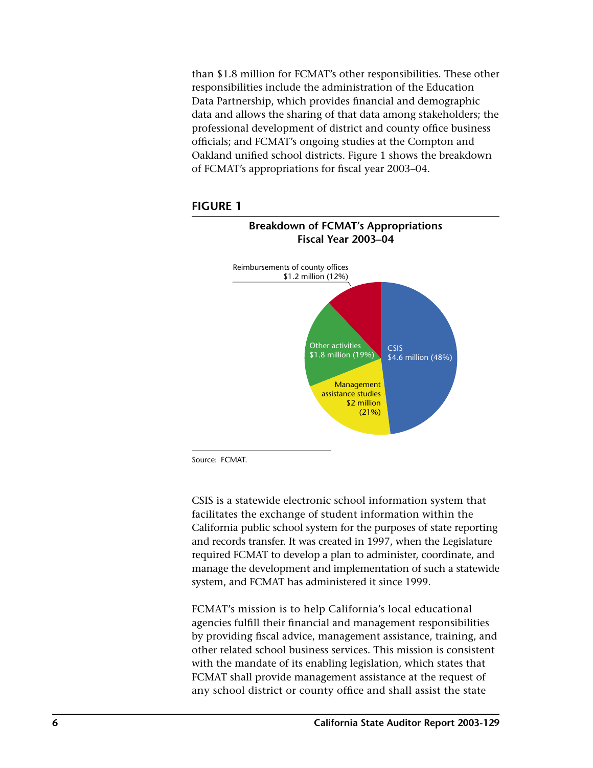than $1.8 million for FCMAT's other responsibilities. These other responsibilities include the administration of the Education Data Partnership, which provides financial and demographic data and allows the sharing of that data among stakeholders; the professional development of district and county office business officials; and FCMAT's ongoing studies at the Compton and Oakland unified school districts. Figure 1 shows the breakdown of FCMAT's appropriations for fiscal year 2003–04.

**FIGURE 1**

**Breakdown of FCMAT's Appropriations**
**Fiscal Year 2003–04**

Reimbursements of county offices
$1.2 million (12%)

Other activities
$1.8 million (19%)

CSIS
$4.6 million (48%)

Management assistance studies
$2 million
(21%)

Source: FCMAT.

CSIS is a statewide electronic school information system that facilitates the exchange of student information within the California public school system for the purposes of state reporting and records transfer. It was created in 1997, when the Legislature required FCMAT to develop a plan to administer, coordinate, and manage the development and implementation of such a statewide system, and FCMAT has administered it since 1999.

FCMAT's mission is to help California's local educational agencies fulfill their financial and management responsibilities by providing fiscal advice, management assistance, training, and other related school business services. This mission is consistent with the mandate of its enabling legislation, which states that FCMAT shall provide management assistance at the request of any school district or county office and shall assist the state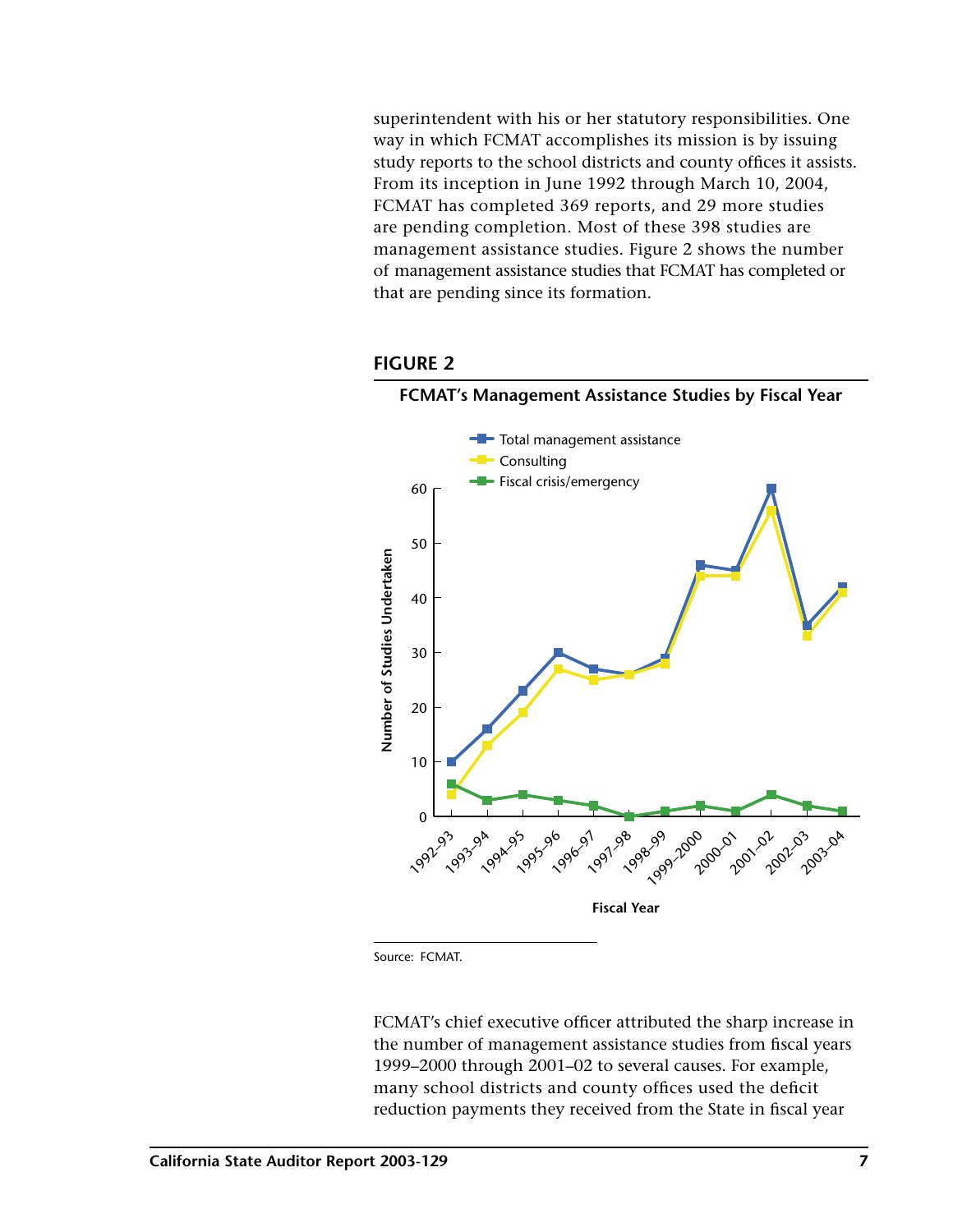superintendent with his or her statutory responsibilities. One way in which FCMAT accomplishes its mission is by issuing study reports to the school districts and county offices it assists. From its inception in June 1992 through March 10, 2004, FCMAT has completed 369 reports, and 29 more studies are pending completion. Most of these 398 studies are management assistance studies. Figure 2 shows the number of management assistance studies that FCMAT has completed or that are pending since its formation.

**FIGURE 2**

**FCMAT's Management Assistance Studies by Fiscal Year**

Source: FCMAT.

FCMAT's chief executive officer attributed the sharp increase in the number of management assistance studies from fiscal years 1999–2000 through 2001–02 to several causes. For example, many school districts and county offices used the deficit reduction payments they received from the State in fiscal year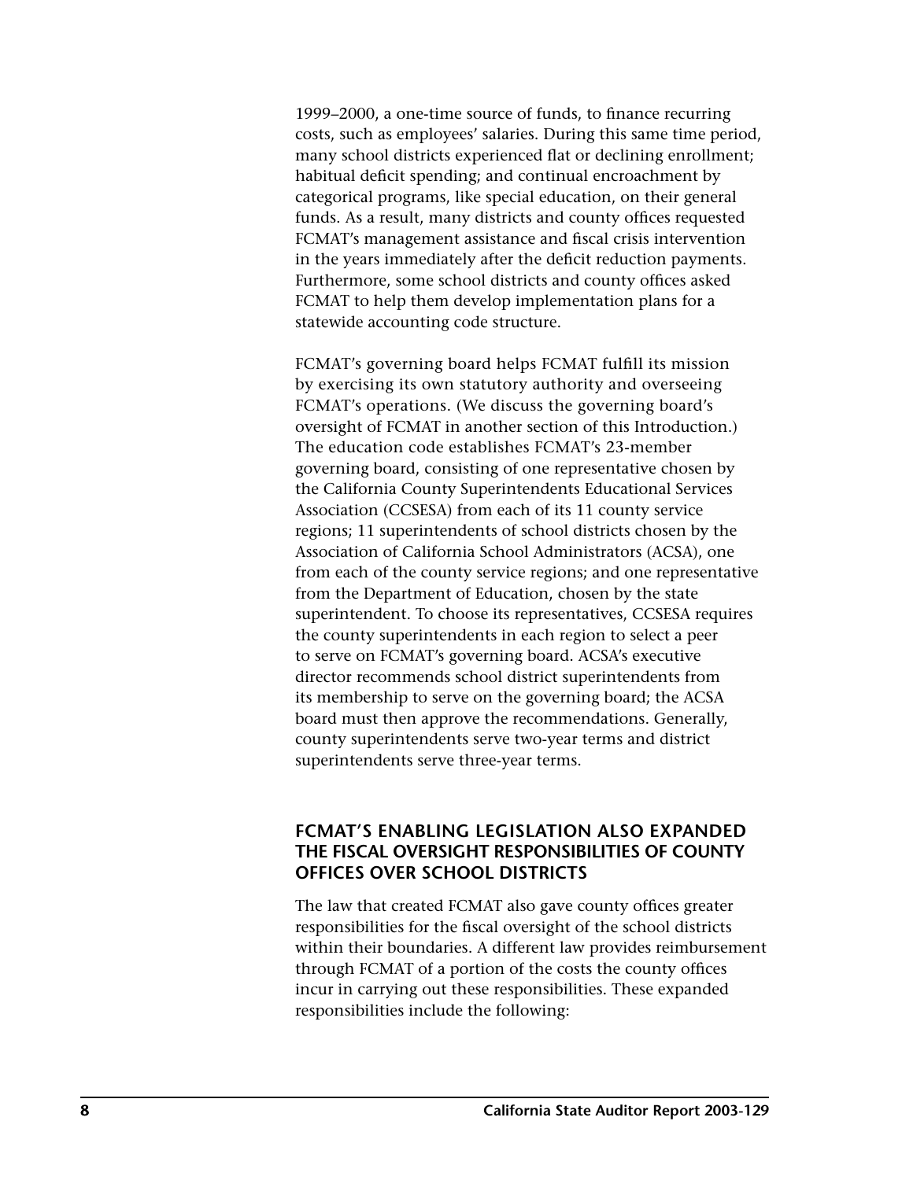1999–2000, a one-time source of funds, to finance recurring costs, such as employees' salaries. During this same time period, many school districts experienced flat or declining enrollment; habitual deficit spending; and continual encroachment by categorical programs, like special education, on their general funds. As a result, many districts and county offices requested FCMAT's management assistance and fiscal crisis intervention in the years immediately after the deficit reduction payments. Furthermore, some school districts and county offices asked FCMAT to help them develop implementation plans for a statewide accounting code structure.

FCMAT's governing board helps FCMAT fulfill its mission by exercising its own statutory authority and overseeing FCMAT's operations. (We discuss the governing board's oversight of FCMAT in another section of this Introduction.) The education code establishes FCMAT's 23-member governing board, consisting of one representative chosen by the California County Superintendents Educational Services Association (CCSESA) from each of its 11 county service regions; 11 superintendents of school districts chosen by the Association of California School Administrators (ACSA), one from each of the county service regions; and one representative from the Department of Education, chosen by the state superintendent. To choose its representatives, CCSESA requires the county superintendents in each region to select a peer to serve on FCMAT's governing board. ACSA's executive director recommends school district superintendents from its membership to serve on the governing board; the ACSA board must then approve the recommendations. Generally, county superintendents serve two-year terms and district superintendents serve three-year terms.

## FCMAT'S ENABLING LEGISLATION ALSO EXPANDED THE FISCAL OVERSIGHT RESPONSIBILITIES OF COUNTY OFFICES OVER SCHOOL DISTRICTS

The law that created FCMAT also gave county offices greater responsibilities for the fiscal oversight of the school districts within their boundaries. A different law provides reimbursement through FCMAT of a portion of the costs the county offices incur in carrying out these responsibilities. These expanded responsibilities include the following: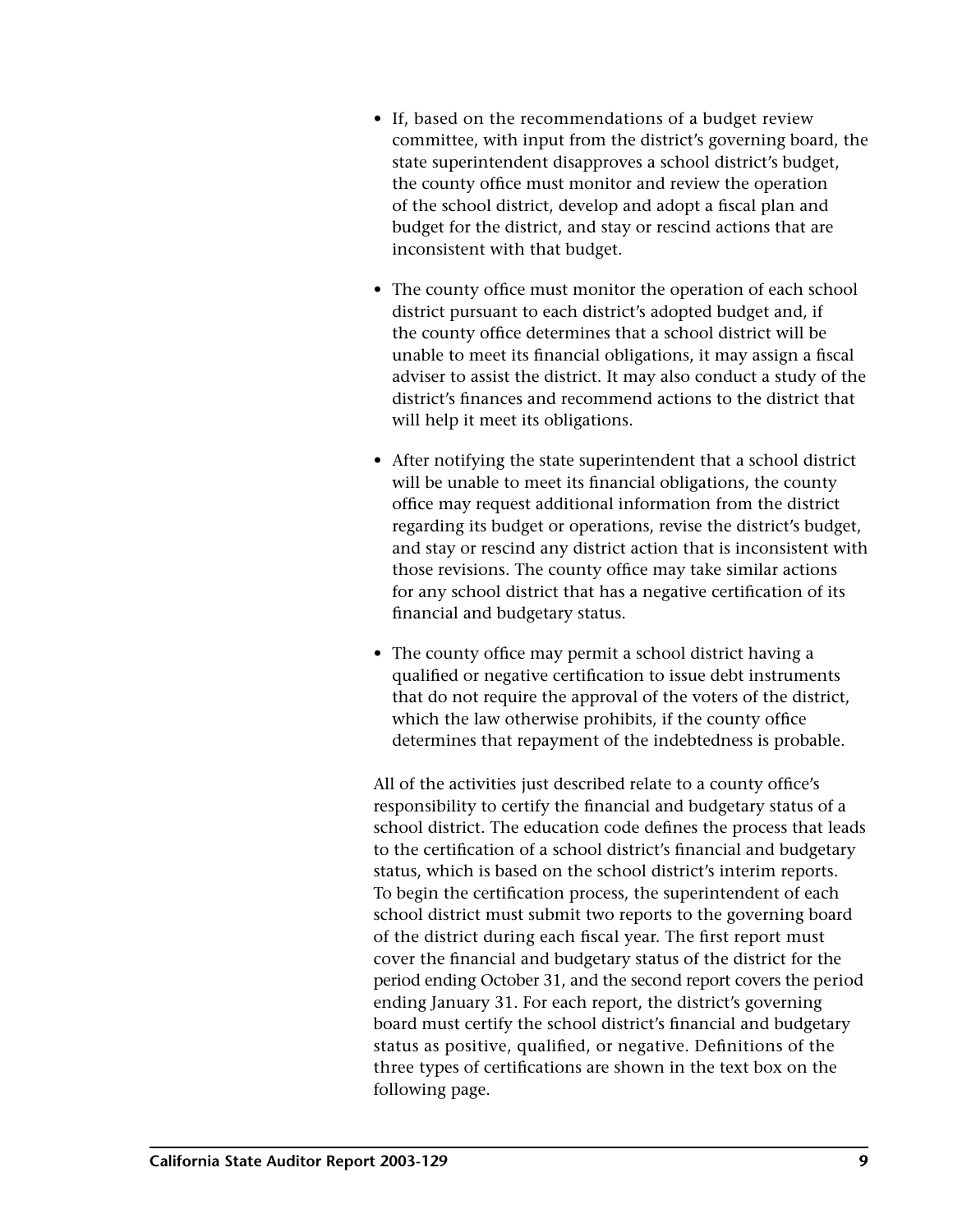- If, based on the recommendations of a budget review committee, with input from the district's governing board, the state superintendent disapproves a school district's budget, the county office must monitor and review the operation of the school district, develop and adopt a fiscal plan and budget for the district, and stay or rescind actions that are inconsistent with that budget.

- The county office must monitor the operation of each school district pursuant to each district's adopted budget and, if the county office determines that a school district will be unable to meet its financial obligations, it may assign a fiscal adviser to assist the district. It may also conduct a study of the district's finances and recommend actions to the district that will help it meet its obligations.

- After notifying the state superintendent that a school district will be unable to meet its financial obligations, the county office may request additional information from the district regarding its budget or operations, revise the district's budget, and stay or rescind any district action that is inconsistent with those revisions. The county office may take similar actions for any school district that has a negative certification of its financial and budgetary status.

- The county office may permit a school district having a qualified or negative certification to issue debt instruments that do not require the approval of the voters of the district, which the law otherwise prohibits, if the county office determines that repayment of the indebtedness is probable.

All of the activities just described relate to a county office's responsibility to certify the financial and budgetary status of a school district. The education code defines the process that leads to the certification of a school district's financial and budgetary status, which is based on the school district's interim reports. To begin the certification process, the superintendent of each school district must submit two reports to the governing board of the district during each fiscal year. The first report must cover the financial and budgetary status of the district for the period ending October 31, and the second report covers the period ending January 31. For each report, the district's governing board must certify the school district's financial and budgetary status as positive, qualified, or negative. Definitions of the three types of certifications are shown in the text box on the following page.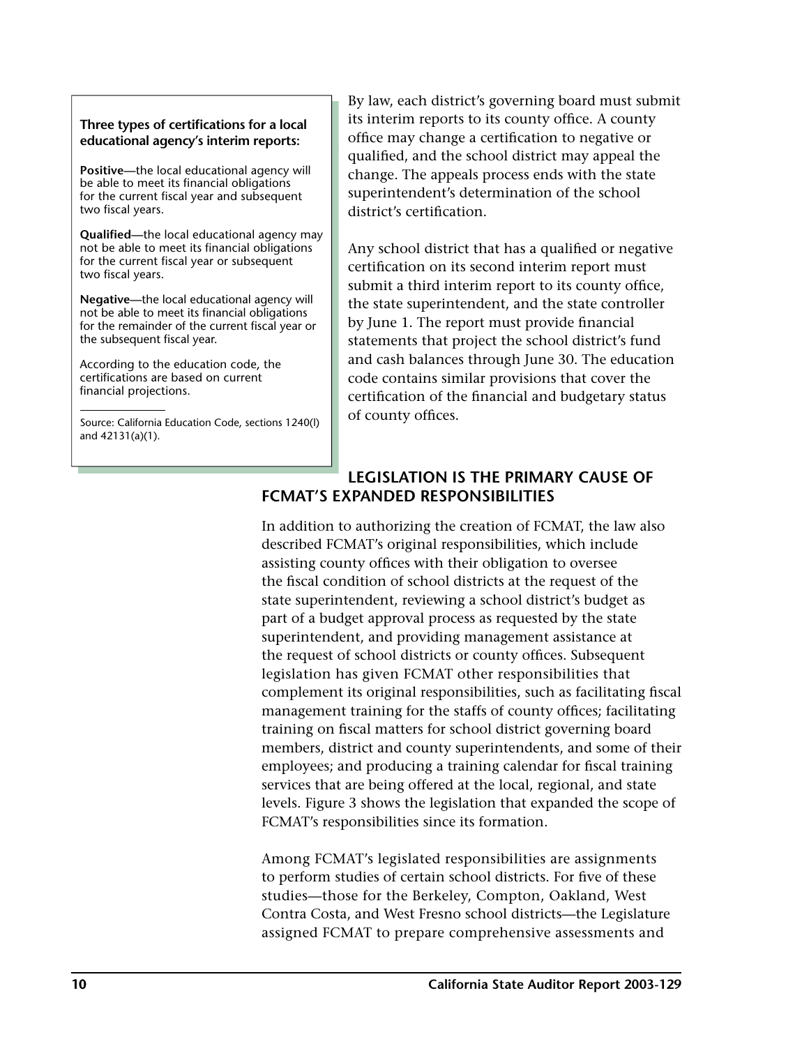**Three types of certifications for a local educational agency's interim reports:**

**Positive**—the local educational agency will be able to meet its financial obligations for the current fiscal year and subsequent two fiscal years.

**Qualified**—the local educational agency may not be able to meet its financial obligations for the current fiscal year or subsequent two fiscal years.

**Negative**—the local educational agency will not be able to meet its financial obligations for the remainder of the current fiscal year or the subsequent fiscal year.

According to the education code, the certifications are based on current financial projections.

Source: California Education Code, sections 1240(l) and 42131(a)(1).

By law, each district's governing board must submit its interim reports to its county office. A county office may change a certification to negative or qualified, and the school district may appeal the change. The appeals process ends with the state superintendent's determination of the school district's certification.

Any school district that has a qualified or negative certification on its second interim report must submit a third interim report to its county office, the state superintendent, and the state controller by June 1. The report must provide financial statements that project the school district's fund and cash balances through June 30. The education code contains similar provisions that cover the certification of the financial and budgetary status of county offices.

## LEGISLATION IS THE PRIMARY CAUSE OF FCMAT'S EXPANDED RESPONSIBILITIES

In addition to authorizing the creation of FCMAT, the law also described FCMAT's original responsibilities, which include assisting county offices with their obligation to oversee the fiscal condition of school districts at the request of the state superintendent, reviewing a school district's budget as part of a budget approval process as requested by the state superintendent, and providing management assistance at the request of school districts or county offices. Subsequent legislation has given FCMAT other responsibilities that complement its original responsibilities, such as facilitating fiscal management training for the staffs of county offices; facilitating training on fiscal matters for school district governing board members, district and county superintendents, and some of their employees; and producing a training calendar for fiscal training services that are being offered at the local, regional, and state levels. Figure 3 shows the legislation that expanded the scope of FCMAT's responsibilities since its formation.

Among FCMAT's legislated responsibilities are assignments to perform studies of certain school districts. For five of these studies—those for the Berkeley, Compton, Oakland, West Contra Costa, and West Fresno school districts—the Legislature assigned FCMAT to prepare comprehensive assessments and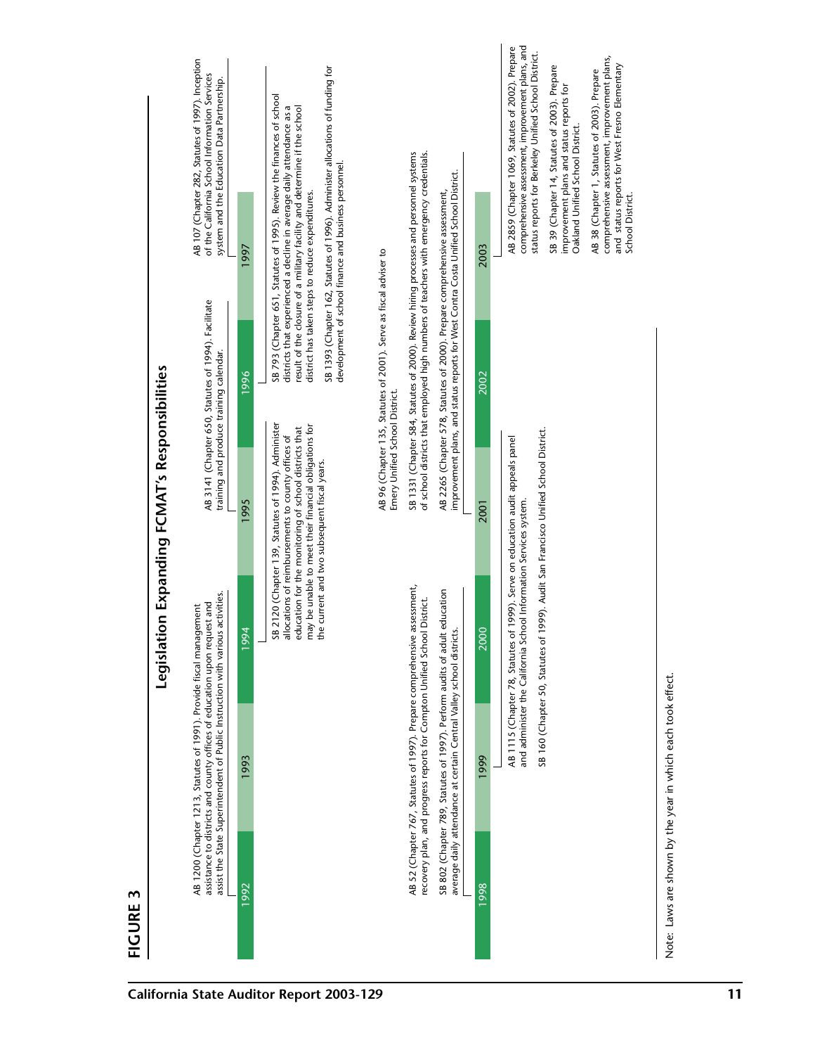**FIGURE 3**

## Legislation Expanding FCMAT's Responsibilities

**1992**

AB 1200 (Chapter 1213, Statutes of 1991). Provide fiscal management assistance to districts and county offices of education upon request and assist the State Superintendent of Public Instruction with various activities.

**1993**

**1994**

SB 2120 (Chapter 139, Statutes of 1994). Administer allocations of reimbursements to county offices of education for the monitoring of school districts that may be unable to meet their financial obligations for the current and two subsequent fiscal years.

**1995**

AB 3141 (Chapter 650, Statutes of 1994). Facilitate training and produce training calendar.

**1996**

SB 793 (Chapter 651, Statutes of 1995). Review the finances of school districts that experienced a decline in average daily attendance as a result of the closure of a military facility and determine if the school district has taken steps to reduce expenditures.

SB 1393 (Chapter 162, Statutes of 1996). Administer allocations of funding for development of school finance and business personnel.

**1997**

AB 107 (Chapter 282, Statutes of 1997). Inception of the California School Information Services system and the Education Data Partnership.

**1998**

AB 52 (Chapter 767, Statutes of 1997). Prepare comprehensive assessment, recovery plan, and progress reports for Compton Unified School District.

SB 802 (Chapter 789, Statutes of 1997). Perform audits of adult education average daily attendance at certain Central Valley school districts.

**1999**

AB 1115 (Chapter 78, Statutes of 1999). Serve on education audit appeals panel and administer the California School Information Services system.

SB 160 (Chapter 50, Statutes of 1999). Audit San Francisco Unified School District.

**2000**

**2001**

AB 96 (Chapter 135, Statutes of 2001). Serve as fiscal adviser to Emery Unified School District.

SB 1331 (Chapter 584, Statutes of 2000). Review hiring processes and personnel systems of school districts that employed high numbers of teachers with emergency credentials.

AB 2265 (Chapter 578, Statutes of 2000). Prepare comprehensive assessment, improvement plans, and status reports for West Contra Costa Unified School District.

**2002**

**2003**

AB 2859 (Chapter 1069, Statutes of 2002). Prepare comprehensive assessment, improvement plans, and status reports for Berkeley Unified School District.

SB 39 (Chapter 14, Statutes of 2003). Prepare improvement plans and status reports for Oakland Unified School District.

AB 38 (Chapter 1, Statutes of 2003). Prepare comprehensive assessment, improvement plans, and status reports for West Fresno Elementary School District.

Note: Laws are shown by the year in which each took effect.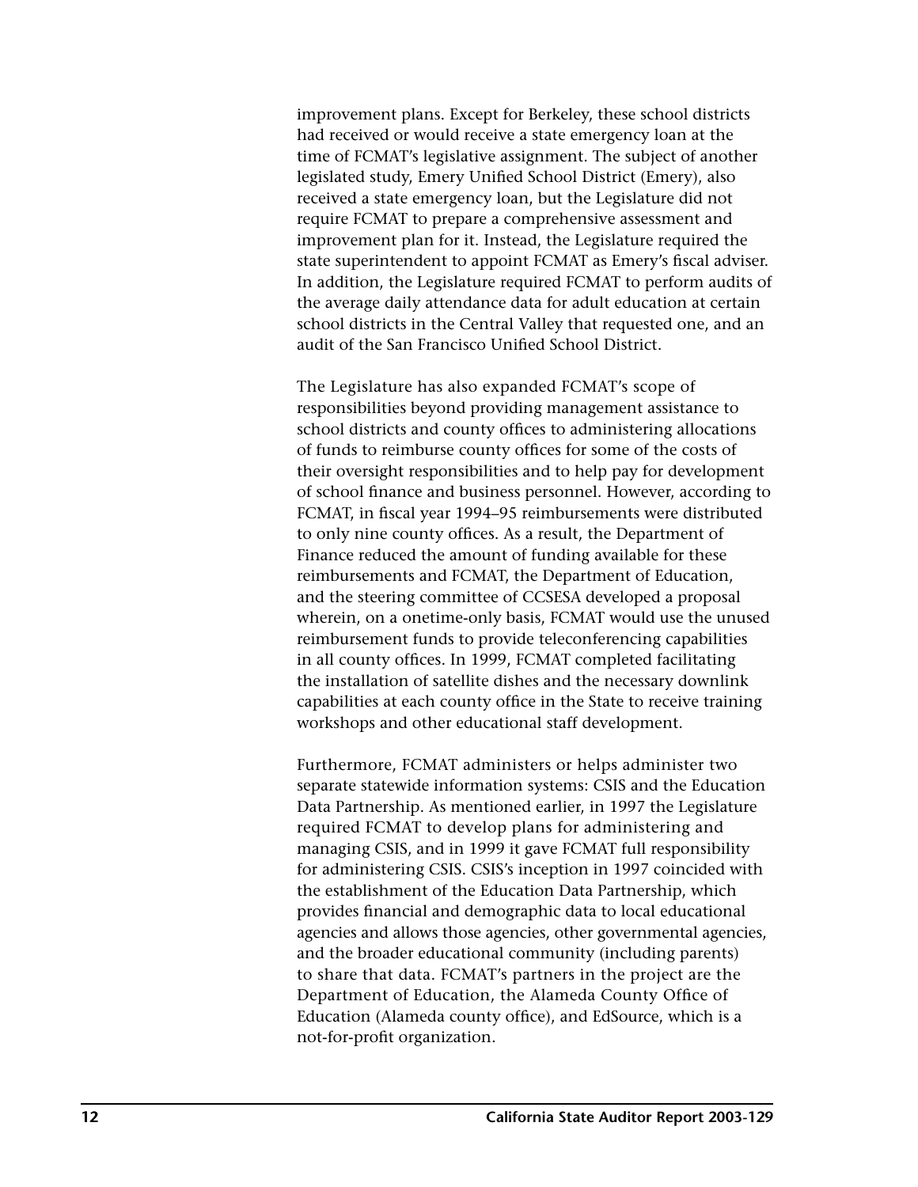improvement plans. Except for Berkeley, these school districts had received or would receive a state emergency loan at the time of FCMAT's legislative assignment. The subject of another legislated study, Emery Unified School District (Emery), also received a state emergency loan, but the Legislature did not require FCMAT to prepare a comprehensive assessment and improvement plan for it. Instead, the Legislature required the state superintendent to appoint FCMAT as Emery's fiscal adviser. In addition, the Legislature required FCMAT to perform audits of the average daily attendance data for adult education at certain school districts in the Central Valley that requested one, and an audit of the San Francisco Unified School District.

The Legislature has also expanded FCMAT's scope of responsibilities beyond providing management assistance to school districts and county offices to administering allocations of funds to reimburse county offices for some of the costs of their oversight responsibilities and to help pay for development of school finance and business personnel. However, according to FCMAT, in fiscal year 1994–95 reimbursements were distributed to only nine county offices. As a result, the Department of Finance reduced the amount of funding available for these reimbursements and FCMAT, the Department of Education, and the steering committee of CCSESA developed a proposal wherein, on a onetime-only basis, FCMAT would use the unused reimbursement funds to provide teleconferencing capabilities in all county offices. In 1999, FCMAT completed facilitating the installation of satellite dishes and the necessary downlink capabilities at each county office in the State to receive training workshops and other educational staff development.

Furthermore, FCMAT administers or helps administer two separate statewide information systems: CSIS and the Education Data Partnership. As mentioned earlier, in 1997 the Legislature required FCMAT to develop plans for administering and managing CSIS, and in 1999 it gave FCMAT full responsibility for administering CSIS. CSIS's inception in 1997 coincided with the establishment of the Education Data Partnership, which provides financial and demographic data to local educational agencies and allows those agencies, other governmental agencies, and the broader educational community (including parents) to share that data. FCMAT's partners in the project are the Department of Education, the Alameda County Office of Education (Alameda county office), and EdSource, which is a not-for-profit organization.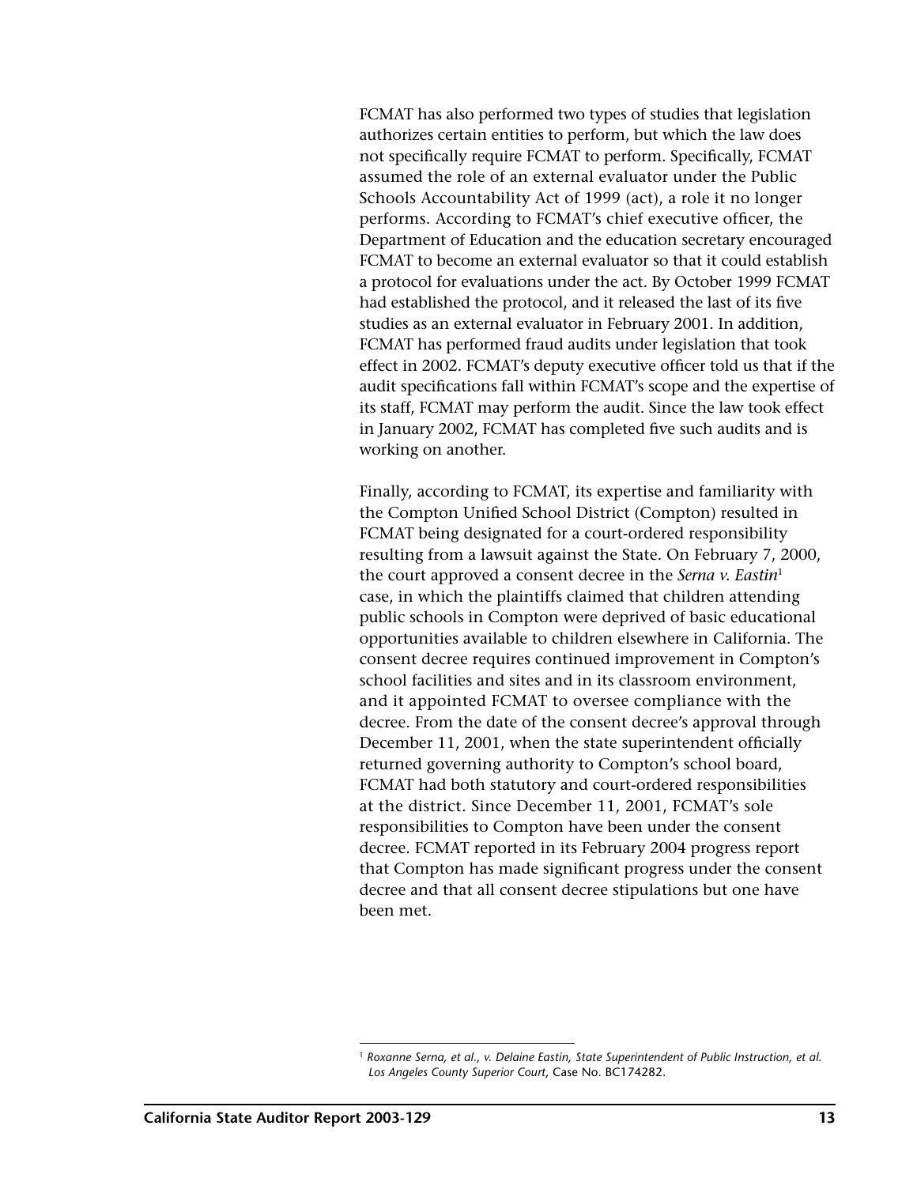FCMAT has also performed two types of studies that legislation authorizes certain entities to perform, but which the law does not specifically require FCMAT to perform. Specifically, FCMAT assumed the role of an external evaluator under the Public Schools Accountability Act of 1999 (act), a role it no longer performs. According to FCMAT's chief executive officer, the Department of Education and the education secretary encouraged FCMAT to become an external evaluator so that it could establish a protocol for evaluations under the act. By October 1999 FCMAT had established the protocol, and it released the last of its five studies as an external evaluator in February 2001. In addition, FCMAT has performed fraud audits under legislation that took effect in 2002. FCMAT's deputy executive officer told us that if the audit specifications fall within FCMAT's scope and the expertise of its staff, FCMAT may perform the audit. Since the law took effect in January 2002, FCMAT has completed five such audits and is working on another.

Finally, according to FCMAT, its expertise and familiarity with the Compton Unified School District (Compton) resulted in FCMAT being designated for a court-ordered responsibility resulting from a lawsuit against the State. On February 7, 2000, the court approved a consent decree in the *Serna v. Eastin*[1] case, in which the plaintiffs claimed that children attending public schools in Compton were deprived of basic educational opportunities available to children elsewhere in California. The consent decree requires continued improvement in Compton's school facilities and sites and in its classroom environment, and it appointed FCMAT to oversee compliance with the decree. From the date of the consent decree's approval through December 11, 2001, when the state superintendent officially returned governing authority to Compton's school board, FCMAT had both statutory and court-ordered responsibilities at the district. Since December 11, 2001, FCMAT's sole responsibilities to Compton have been under the consent decree. FCMAT reported in its February 2004 progress report that Compton has made significant progress under the consent decree and that all consent decree stipulations but one have been met.

---

[1] *Roxanne Serna, et al., v. Delaine Eastin, State Superintendent of Public Instruction, et al. Los Angeles County Superior Court*, Case No. BC174282.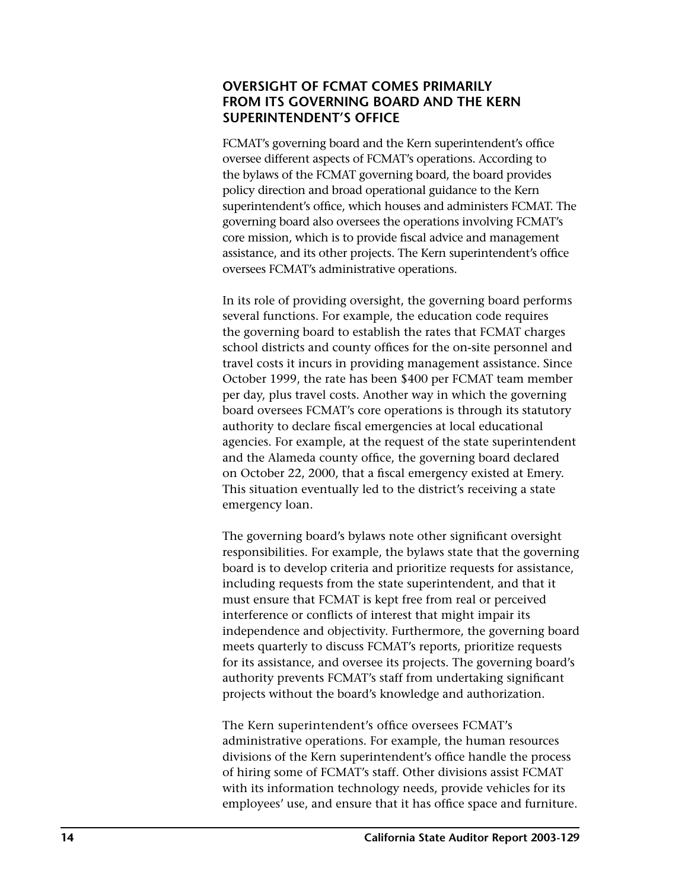## OVERSIGHT OF FCMAT COMES PRIMARILY FROM ITS GOVERNING BOARD AND THE KERN SUPERINTENDENT'S OFFICE

FCMAT's governing board and the Kern superintendent's office oversee different aspects of FCMAT's operations. According to the bylaws of the FCMAT governing board, the board provides policy direction and broad operational guidance to the Kern superintendent's office, which houses and administers FCMAT. The governing board also oversees the operations involving FCMAT's core mission, which is to provide fiscal advice and management assistance, and its other projects. The Kern superintendent's office oversees FCMAT's administrative operations.

In its role of providing oversight, the governing board performs several functions. For example, the education code requires the governing board to establish the rates that FCMAT charges school districts and county offices for the on-site personnel and travel costs it incurs in providing management assistance. Since October 1999, the rate has been $400 per FCMAT team member per day, plus travel costs. Another way in which the governing board oversees FCMAT's core operations is through its statutory authority to declare fiscal emergencies at local educational agencies. For example, at the request of the state superintendent and the Alameda county office, the governing board declared on October 22, 2000, that a fiscal emergency existed at Emery. This situation eventually led to the district's receiving a state emergency loan.

The governing board's bylaws note other significant oversight responsibilities. For example, the bylaws state that the governing board is to develop criteria and prioritize requests for assistance, including requests from the state superintendent, and that it must ensure that FCMAT is kept free from real or perceived interference or conflicts of interest that might impair its independence and objectivity. Furthermore, the governing board meets quarterly to discuss FCMAT's reports, prioritize requests for its assistance, and oversee its projects. The governing board's authority prevents FCMAT's staff from undertaking significant projects without the board's knowledge and authorization.

The Kern superintendent's office oversees FCMAT's administrative operations. For example, the human resources divisions of the Kern superintendent's office handle the process of hiring some of FCMAT's staff. Other divisions assist FCMAT with its information technology needs, provide vehicles for its employees' use, and ensure that it has office space and furniture.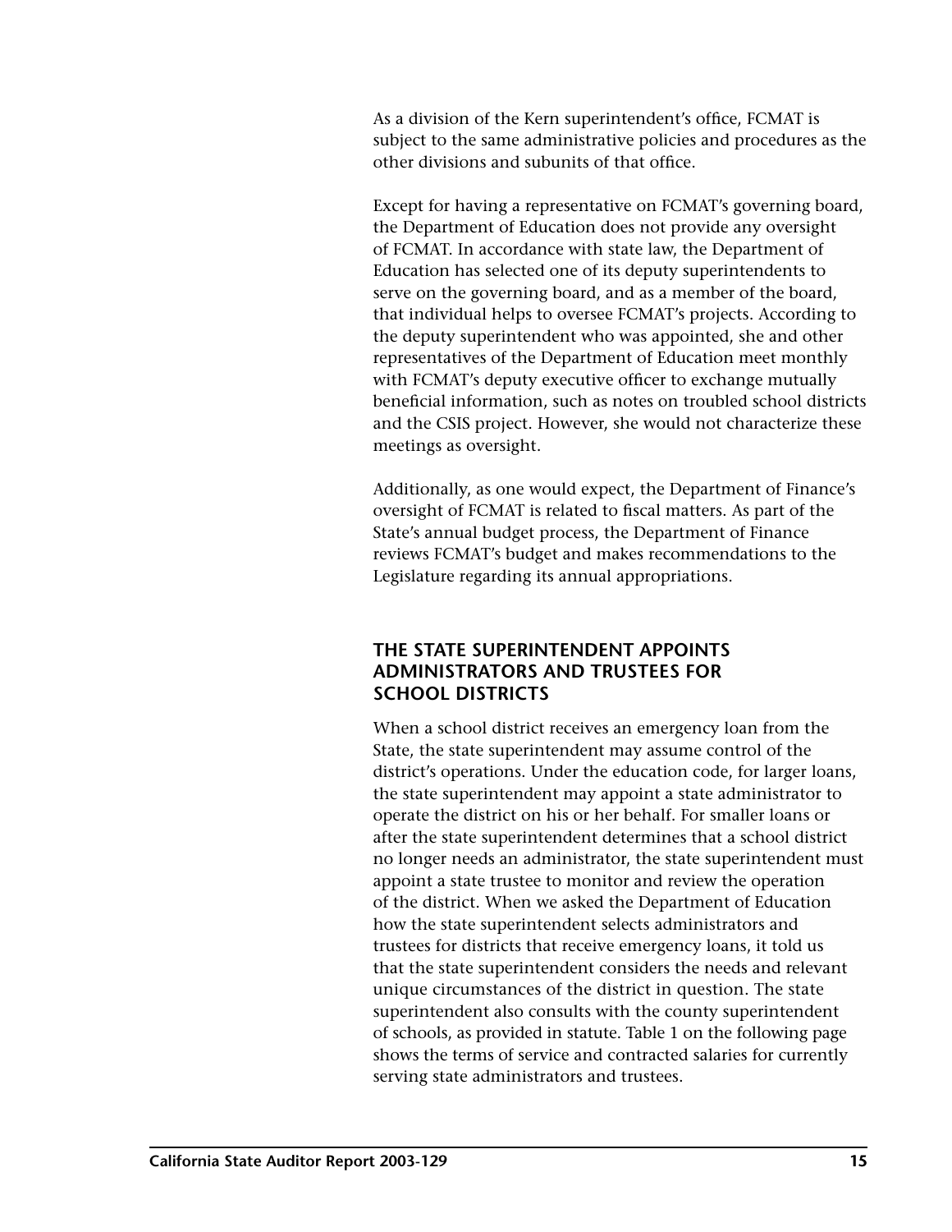As a division of the Kern superintendent's office, FCMAT is subject to the same administrative policies and procedures as the other divisions and subunits of that office.

Except for having a representative on FCMAT's governing board, the Department of Education does not provide any oversight of FCMAT. In accordance with state law, the Department of Education has selected one of its deputy superintendents to serve on the governing board, and as a member of the board, that individual helps to oversee FCMAT's projects. According to the deputy superintendent who was appointed, she and other representatives of the Department of Education meet monthly with FCMAT's deputy executive officer to exchange mutually beneficial information, such as notes on troubled school districts and the CSIS project. However, she would not characterize these meetings as oversight.

Additionally, as one would expect, the Department of Finance's oversight of FCMAT is related to fiscal matters. As part of the State's annual budget process, the Department of Finance reviews FCMAT's budget and makes recommendations to the Legislature regarding its annual appropriations.

## THE STATE SUPERINTENDENT APPOINTS ADMINISTRATORS AND TRUSTEES FOR SCHOOL DISTRICTS

When a school district receives an emergency loan from the State, the state superintendent may assume control of the district's operations. Under the education code, for larger loans, the state superintendent may appoint a state administrator to operate the district on his or her behalf. For smaller loans or after the state superintendent determines that a school district no longer needs an administrator, the state superintendent must appoint a state trustee to monitor and review the operation of the district. When we asked the Department of Education how the state superintendent selects administrators and trustees for districts that receive emergency loans, it told us that the state superintendent considers the needs and relevant unique circumstances of the district in question. The state superintendent also consults with the county superintendent of schools, as provided in statute. Table 1 on the following page shows the terms of service and contracted salaries for currently serving state administrators and trustees.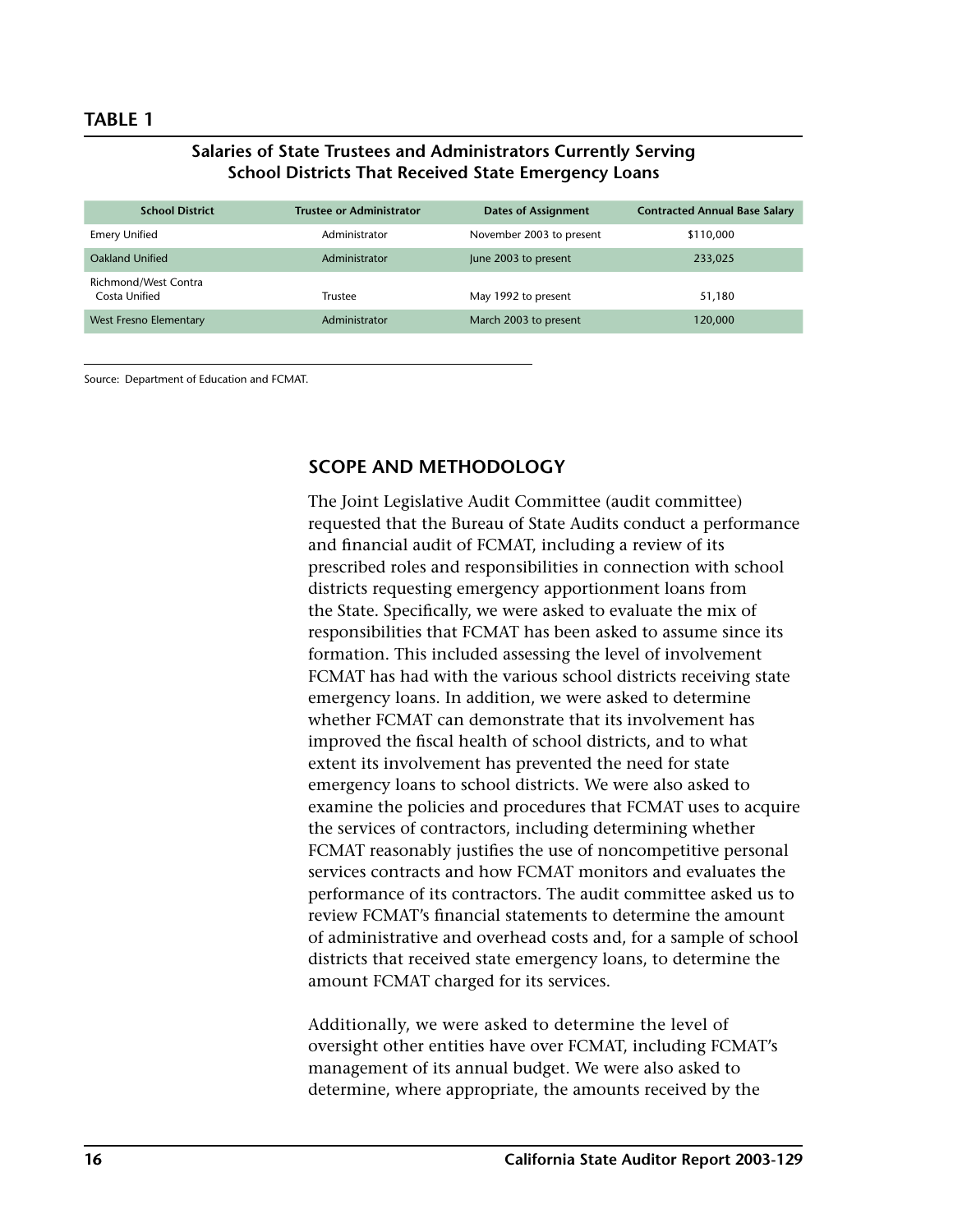**TABLE 1**

**Salaries of State Trustees and Administrators Currently Serving School Districts That Received State Emergency Loans**

| School District | Trustee or Administrator | Dates of Assignment | Contracted Annual Base Salary |
| --- | --- | --- | --- |
| Emery Unified | Administrator | November 2003 to present | $110,000 |
| Oakland Unified | Administrator | June 2003 to present | 233,025 |
| Richmond/West Contra Costa Unified | Trustee | May 1992 to present | 51,180 |
| West Fresno Elementary | Administrator | March 2003 to present | 120,000 |

Source: Department of Education and FCMAT.

## SCOPE AND METHODOLOGY

The Joint Legislative Audit Committee (audit committee) requested that the Bureau of State Audits conduct a performance and financial audit of FCMAT, including a review of its prescribed roles and responsibilities in connection with school districts requesting emergency apportionment loans from the State. Specifically, we were asked to evaluate the mix of responsibilities that FCMAT has been asked to assume since its formation. This included assessing the level of involvement FCMAT has had with the various school districts receiving state emergency loans. In addition, we were asked to determine whether FCMAT can demonstrate that its involvement has improved the fiscal health of school districts, and to what extent its involvement has prevented the need for state emergency loans to school districts. We were also asked to examine the policies and procedures that FCMAT uses to acquire the services of contractors, including determining whether FCMAT reasonably justifies the use of noncompetitive personal services contracts and how FCMAT monitors and evaluates the performance of its contractors. The audit committee asked us to review FCMAT's financial statements to determine the amount of administrative and overhead costs and, for a sample of school districts that received state emergency loans, to determine the amount FCMAT charged for its services.

Additionally, we were asked to determine the level of oversight other entities have over FCMAT, including FCMAT's management of its annual budget. We were also asked to determine, where appropriate, the amounts received by the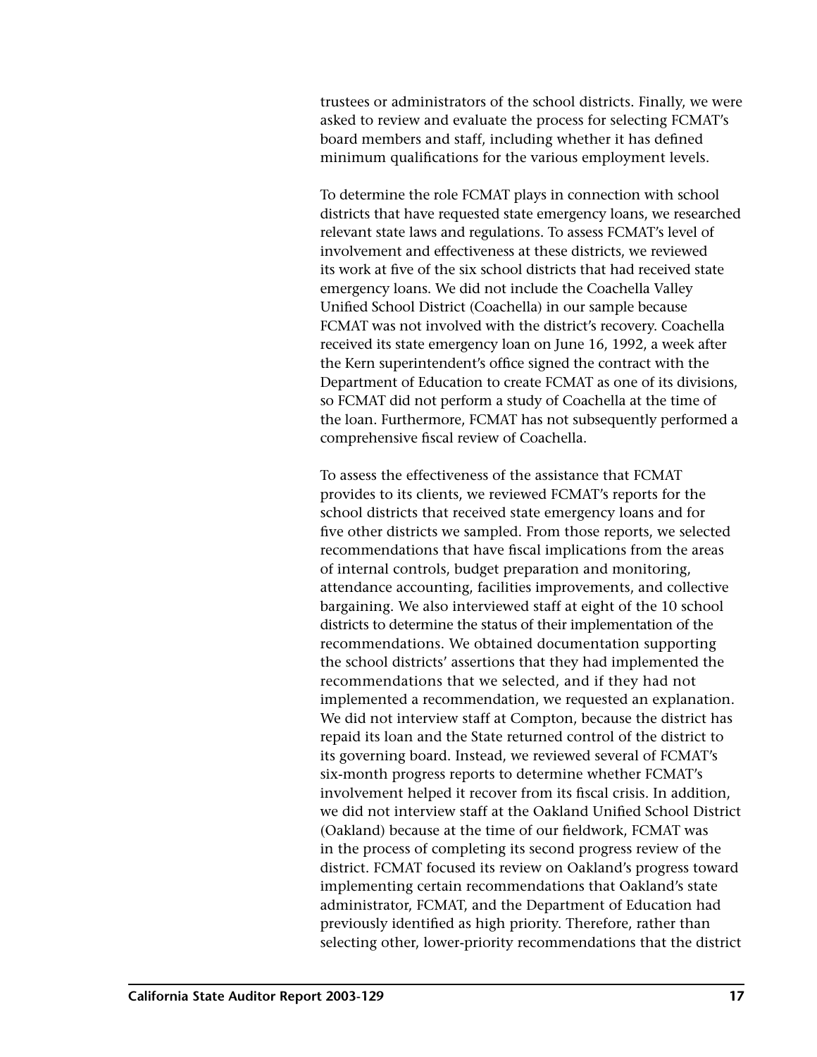trustees or administrators of the school districts. Finally, we were asked to review and evaluate the process for selecting FCMAT's board members and staff, including whether it has defined minimum qualifications for the various employment levels.

To determine the role FCMAT plays in connection with school districts that have requested state emergency loans, we researched relevant state laws and regulations. To assess FCMAT's level of involvement and effectiveness at these districts, we reviewed its work at five of the six school districts that had received state emergency loans. We did not include the Coachella Valley Unified School District (Coachella) in our sample because FCMAT was not involved with the district's recovery. Coachella received its state emergency loan on June 16, 1992, a week after the Kern superintendent's office signed the contract with the Department of Education to create FCMAT as one of its divisions, so FCMAT did not perform a study of Coachella at the time of the loan. Furthermore, FCMAT has not subsequently performed a comprehensive fiscal review of Coachella.

To assess the effectiveness of the assistance that FCMAT provides to its clients, we reviewed FCMAT's reports for the school districts that received state emergency loans and for five other districts we sampled. From those reports, we selected recommendations that have fiscal implications from the areas of internal controls, budget preparation and monitoring, attendance accounting, facilities improvements, and collective bargaining. We also interviewed staff at eight of the 10 school districts to determine the status of their implementation of the recommendations. We obtained documentation supporting the school districts' assertions that they had implemented the recommendations that we selected, and if they had not implemented a recommendation, we requested an explanation. We did not interview staff at Compton, because the district has repaid its loan and the State returned control of the district to its governing board. Instead, we reviewed several of FCMAT's six-month progress reports to determine whether FCMAT's involvement helped it recover from its fiscal crisis. In addition, we did not interview staff at the Oakland Unified School District (Oakland) because at the time of our fieldwork, FCMAT was in the process of completing its second progress review of the district. FCMAT focused its review on Oakland's progress toward implementing certain recommendations that Oakland's state administrator, FCMAT, and the Department of Education had previously identified as high priority. Therefore, rather than selecting other, lower-priority recommendations that the district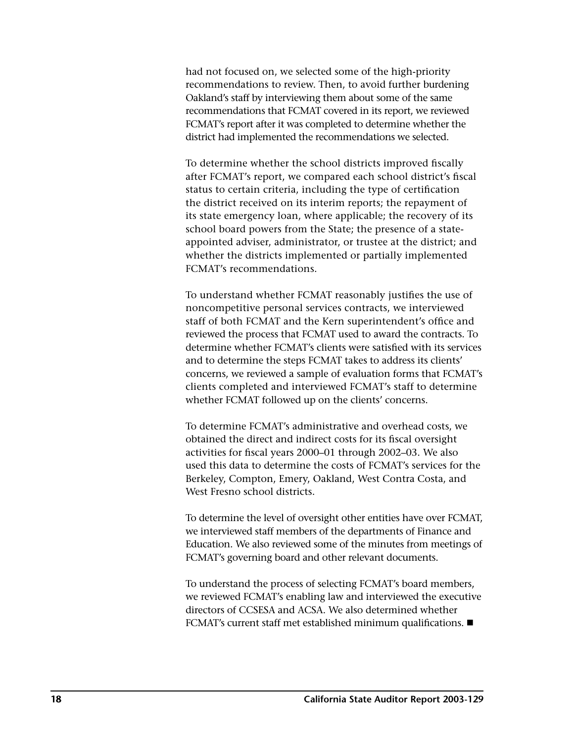had not focused on, we selected some of the high-priority recommendations to review. Then, to avoid further burdening Oakland's staff by interviewing them about some of the same recommendations that FCMAT covered in its report, we reviewed FCMAT's report after it was completed to determine whether the district had implemented the recommendations we selected.

To determine whether the school districts improved fiscally after FCMAT's report, we compared each school district's fiscal status to certain criteria, including the type of certification the district received on its interim reports; the repayment of its state emergency loan, where applicable; the recovery of its school board powers from the State; the presence of a state-appointed adviser, administrator, or trustee at the district; and whether the districts implemented or partially implemented FCMAT's recommendations.

To understand whether FCMAT reasonably justifies the use of noncompetitive personal services contracts, we interviewed staff of both FCMAT and the Kern superintendent's office and reviewed the process that FCMAT used to award the contracts. To determine whether FCMAT's clients were satisfied with its services and to determine the steps FCMAT takes to address its clients' concerns, we reviewed a sample of evaluation forms that FCMAT's clients completed and interviewed FCMAT's staff to determine whether FCMAT followed up on the clients' concerns.

To determine FCMAT's administrative and overhead costs, we obtained the direct and indirect costs for its fiscal oversight activities for fiscal years 2000–01 through 2002–03. We also used this data to determine the costs of FCMAT's services for the Berkeley, Compton, Emery, Oakland, West Contra Costa, and West Fresno school districts.

To determine the level of oversight other entities have over FCMAT, we interviewed staff members of the departments of Finance and Education. We also reviewed some of the minutes from meetings of FCMAT's governing board and other relevant documents.

To understand the process of selecting FCMAT's board members, we reviewed FCMAT's enabling law and interviewed the executive directors of CCSESA and ACSA. We also determined whether FCMAT's current staff met established minimum qualifications. ■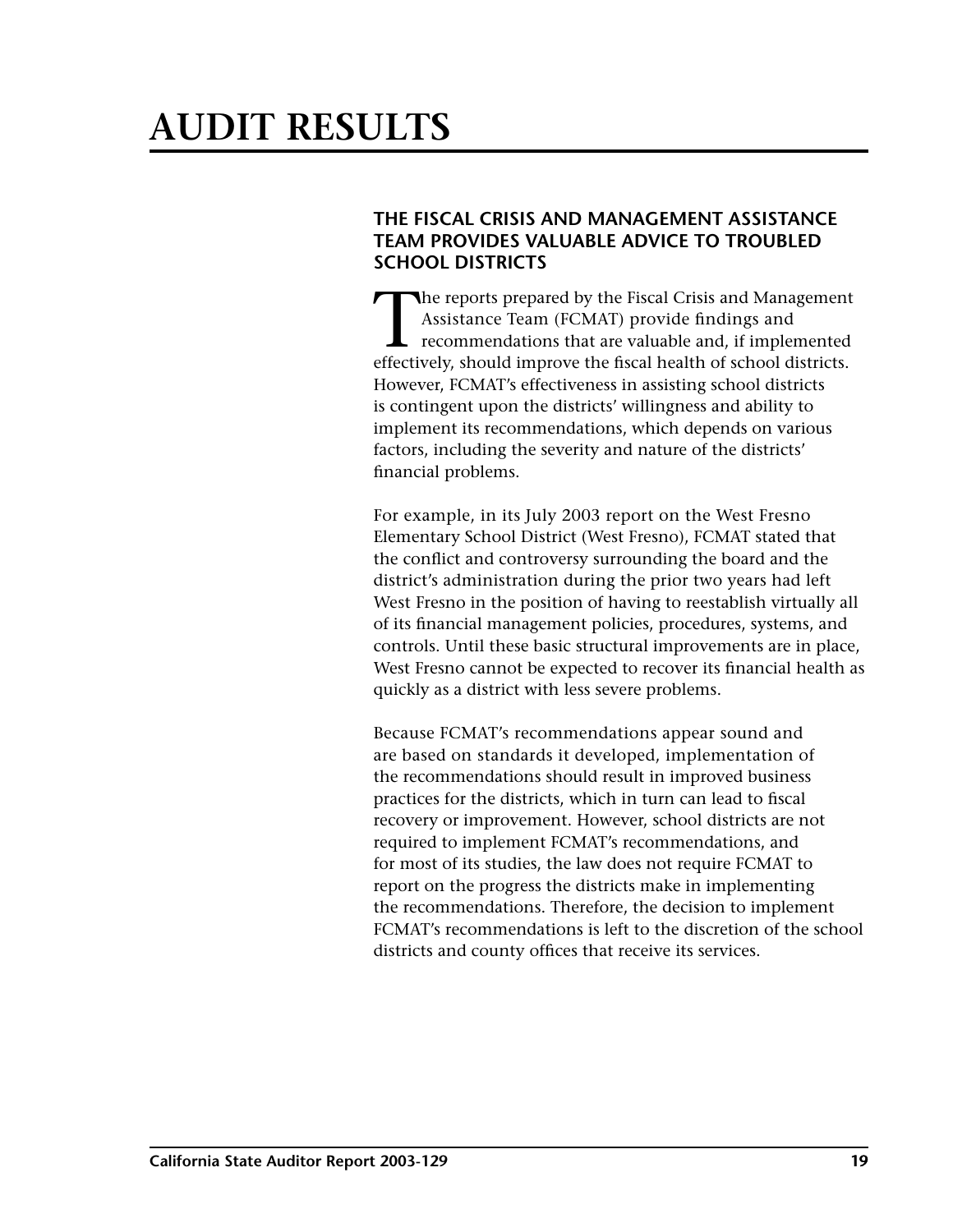# AUDIT RESULTS

### THE FISCAL CRISIS AND MANAGEMENT ASSISTANCE TEAM PROVIDES VALUABLE ADVICE TO TROUBLED SCHOOL DISTRICTS

The reports prepared by the Fiscal Crisis and Management Assistance Team (FCMAT) provide findings and recommendations that are valuable and, if implemented effectively, should improve the fiscal health of school districts. However, FCMAT's effectiveness in assisting school districts is contingent upon the districts' willingness and ability to implement its recommendations, which depends on various factors, including the severity and nature of the districts' financial problems.

For example, in its July 2003 report on the West Fresno Elementary School District (West Fresno), FCMAT stated that the conflict and controversy surrounding the board and the district's administration during the prior two years had left West Fresno in the position of having to reestablish virtually all of its financial management policies, procedures, systems, and controls. Until these basic structural improvements are in place, West Fresno cannot be expected to recover its financial health as quickly as a district with less severe problems.

Because FCMAT's recommendations appear sound and are based on standards it developed, implementation of the recommendations should result in improved business practices for the districts, which in turn can lead to fiscal recovery or improvement. However, school districts are not required to implement FCMAT's recommendations, and for most of its studies, the law does not require FCMAT to report on the progress the districts make in implementing the recommendations. Therefore, the decision to implement FCMAT's recommendations is left to the discretion of the school districts and county offices that receive its services.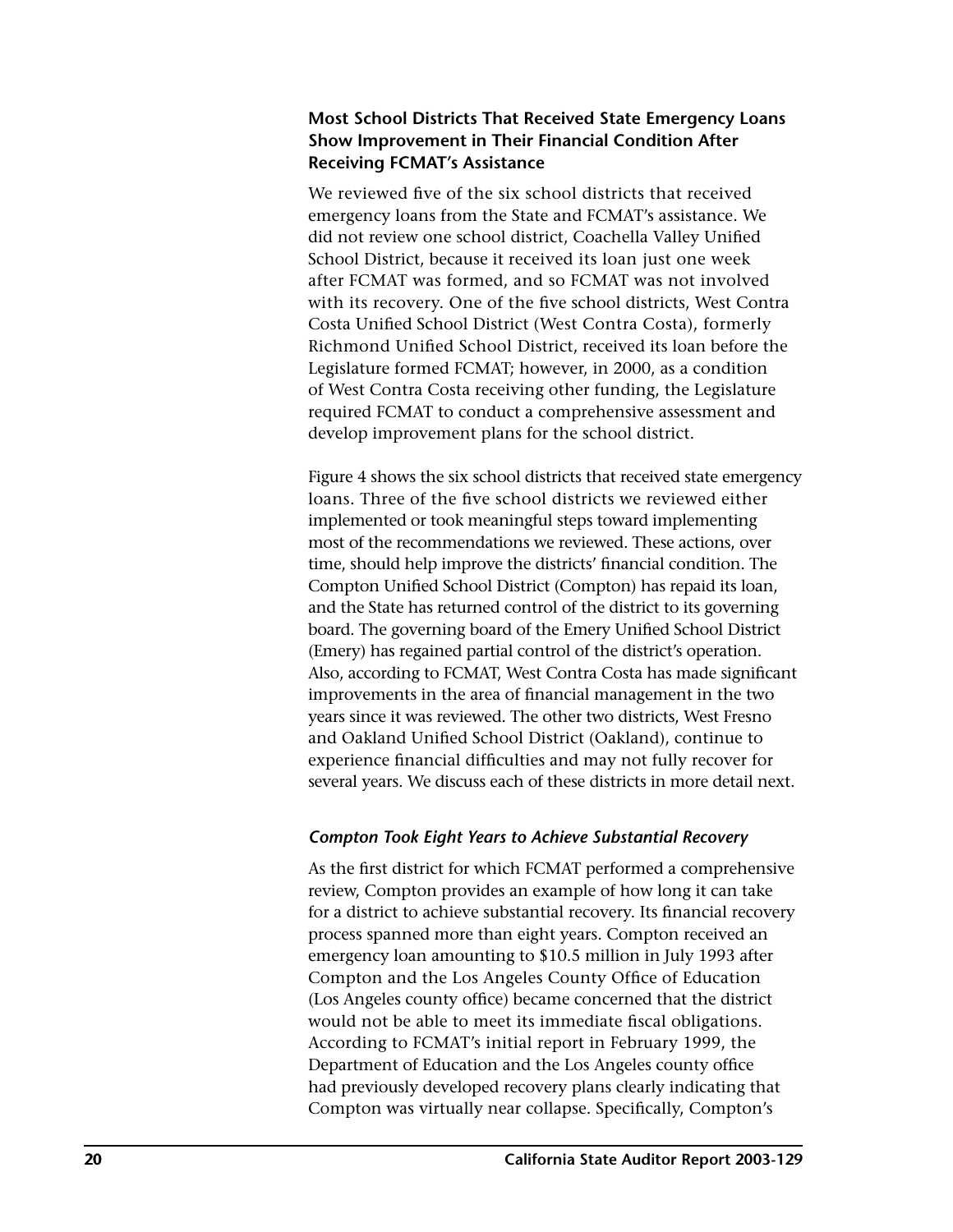### Most School Districts That Received State Emergency Loans Show Improvement in Their Financial Condition After Receiving FCMAT's Assistance

We reviewed five of the six school districts that received emergency loans from the State and FCMAT's assistance. We did not review one school district, Coachella Valley Unified School District, because it received its loan just one week after FCMAT was formed, and so FCMAT was not involved with its recovery. One of the five school districts, West Contra Costa Unified School District (West Contra Costa), formerly Richmond Unified School District, received its loan before the Legislature formed FCMAT; however, in 2000, as a condition of West Contra Costa receiving other funding, the Legislature required FCMAT to conduct a comprehensive assessment and develop improvement plans for the school district.

Figure 4 shows the six school districts that received state emergency loans. Three of the five school districts we reviewed either implemented or took meaningful steps toward implementing most of the recommendations we reviewed. These actions, over time, should help improve the districts' financial condition. The Compton Unified School District (Compton) has repaid its loan, and the State has returned control of the district to its governing board. The governing board of the Emery Unified School District (Emery) has regained partial control of the district's operation. Also, according to FCMAT, West Contra Costa has made significant improvements in the area of financial management in the two years since it was reviewed. The other two districts, West Fresno and Oakland Unified School District (Oakland), continue to experience financial difficulties and may not fully recover for several years. We discuss each of these districts in more detail next.

#### *Compton Took Eight Years to Achieve Substantial Recovery*

As the first district for which FCMAT performed a comprehensive review, Compton provides an example of how long it can take for a district to achieve substantial recovery. Its financial recovery process spanned more than eight years. Compton received an emergency loan amounting to $10.5 million in July 1993 after Compton and the Los Angeles County Office of Education (Los Angeles county office) became concerned that the district would not be able to meet its immediate fiscal obligations. According to FCMAT's initial report in February 1999, the Department of Education and the Los Angeles county office had previously developed recovery plans clearly indicating that Compton was virtually near collapse. Specifically, Compton's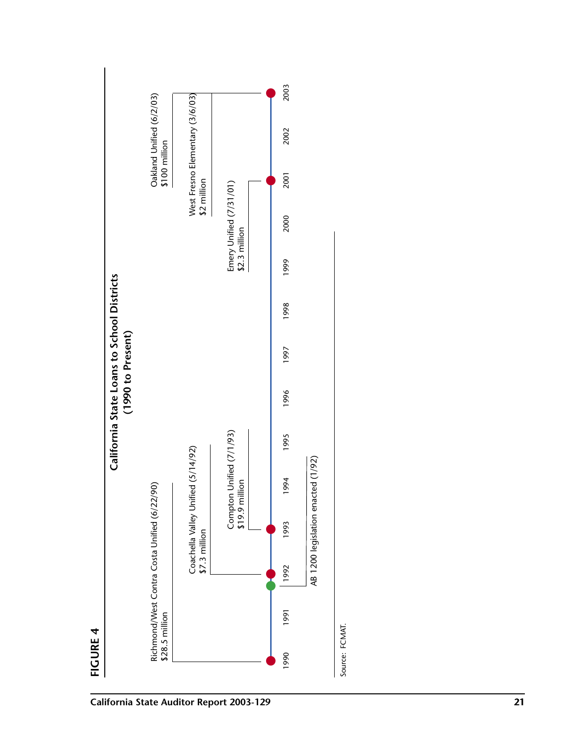**FIGURE 4**

## California State Loans to School Districts (1990 to Present)

- Richmond/West Contra Costa Unified (6/22/90) — $28.5 million
- AB 1200 legislation enacted (1/92)
- Coachella Valley Unified (5/14/92) — $7.3 million
- Compton Unified (7/1/93) — $19.9 million
- Emery Unified (7/31/01) — $2.3 million
- West Fresno Elementary (3/6/03) — $2 million
- Oakland Unified (6/2/03) — $100 million

Timeline: 1990, 1991, 1992, 1993, 1994, 1995, 1996, 1997, 1998, 1999, 2000, 2001, 2002, 2003

Source: FCMAT.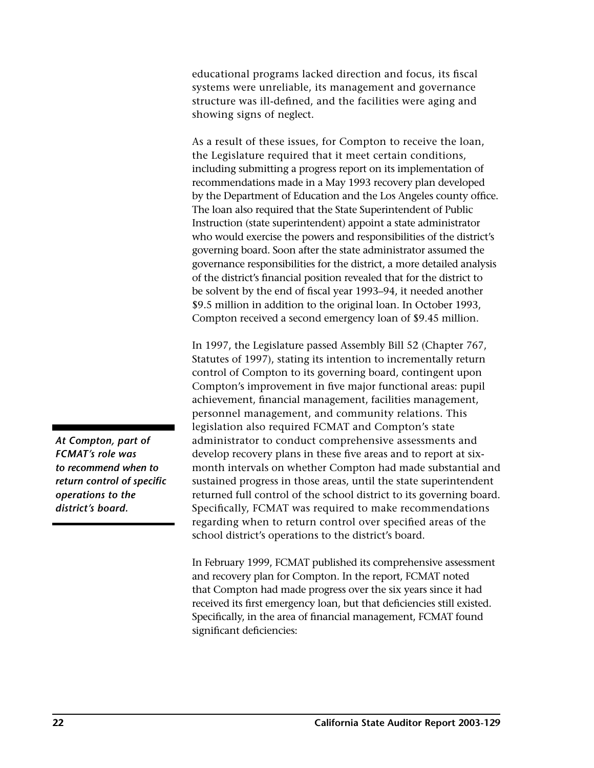educational programs lacked direction and focus, its fiscal systems were unreliable, its management and governance structure was ill-defined, and the facilities were aging and showing signs of neglect.

As a result of these issues, for Compton to receive the loan, the Legislature required that it meet certain conditions, including submitting a progress report on its implementation of recommendations made in a May 1993 recovery plan developed by the Department of Education and the Los Angeles county office. The loan also required that the State Superintendent of Public Instruction (state superintendent) appoint a state administrator who would exercise the powers and responsibilities of the district's governing board. Soon after the state administrator assumed the governance responsibilities for the district, a more detailed analysis of the district's financial position revealed that for the district to be solvent by the end of fiscal year 1993–94, it needed another $9.5 million in addition to the original loan. In October 1993, Compton received a second emergency loan of $9.45 million.

In 1997, the Legislature passed Assembly Bill 52 (Chapter 767, Statutes of 1997), stating its intention to incrementally return control of Compton to its governing board, contingent upon Compton's improvement in five major functional areas: pupil achievement, financial management, facilities management, personnel management, and community relations. This legislation also required FCMAT and Compton's state administrator to conduct comprehensive assessments and develop recovery plans in these five areas and to report at six-month intervals on whether Compton had made substantial and sustained progress in those areas, until the state superintendent returned full control of the school district to its governing board. Specifically, FCMAT was required to make recommendations regarding when to return control over specified areas of the school district's operations to the district's board.

***At Compton, part of FCMAT's role was to recommend when to return control of specific operations to the district's board.***

In February 1999, FCMAT published its comprehensive assessment and recovery plan for Compton. In the report, FCMAT noted that Compton had made progress over the six years since it had received its first emergency loan, but that deficiencies still existed. Specifically, in the area of financial management, FCMAT found significant deficiencies: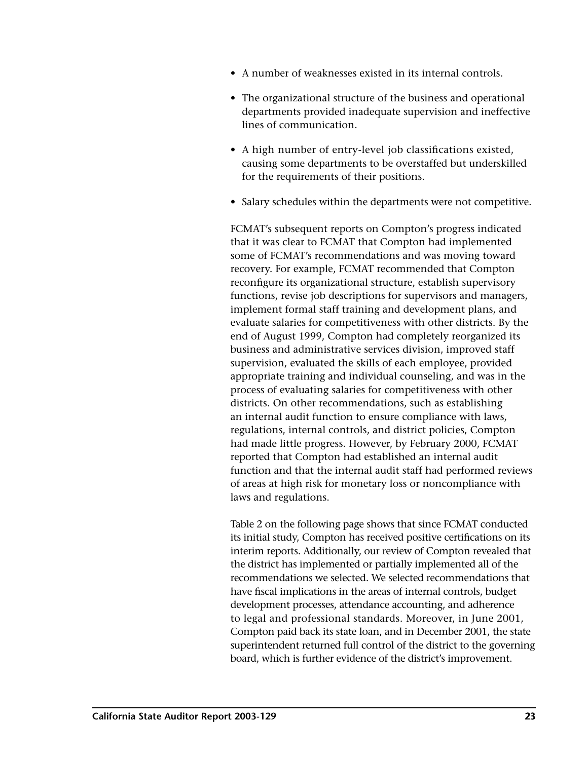- A number of weaknesses existed in its internal controls.
- The organizational structure of the business and operational departments provided inadequate supervision and ineffective lines of communication.
- A high number of entry-level job classifications existed, causing some departments to be overstaffed but underskilled for the requirements of their positions.
- Salary schedules within the departments were not competitive.

FCMAT's subsequent reports on Compton's progress indicated that it was clear to FCMAT that Compton had implemented some of FCMAT's recommendations and was moving toward recovery. For example, FCMAT recommended that Compton reconfigure its organizational structure, establish supervisory functions, revise job descriptions for supervisors and managers, implement formal staff training and development plans, and evaluate salaries for competitiveness with other districts. By the end of August 1999, Compton had completely reorganized its business and administrative services division, improved staff supervision, evaluated the skills of each employee, provided appropriate training and individual counseling, and was in the process of evaluating salaries for competitiveness with other districts. On other recommendations, such as establishing an internal audit function to ensure compliance with laws, regulations, internal controls, and district policies, Compton had made little progress. However, by February 2000, FCMAT reported that Compton had established an internal audit function and that the internal audit staff had performed reviews of areas at high risk for monetary loss or noncompliance with laws and regulations.

Table 2 on the following page shows that since FCMAT conducted its initial study, Compton has received positive certifications on its interim reports. Additionally, our review of Compton revealed that the district has implemented or partially implemented all of the recommendations we selected. We selected recommendations that have fiscal implications in the areas of internal controls, budget development processes, attendance accounting, and adherence to legal and professional standards. Moreover, in June 2001, Compton paid back its state loan, and in December 2001, the state superintendent returned full control of the district to the governing board, which is further evidence of the district's improvement.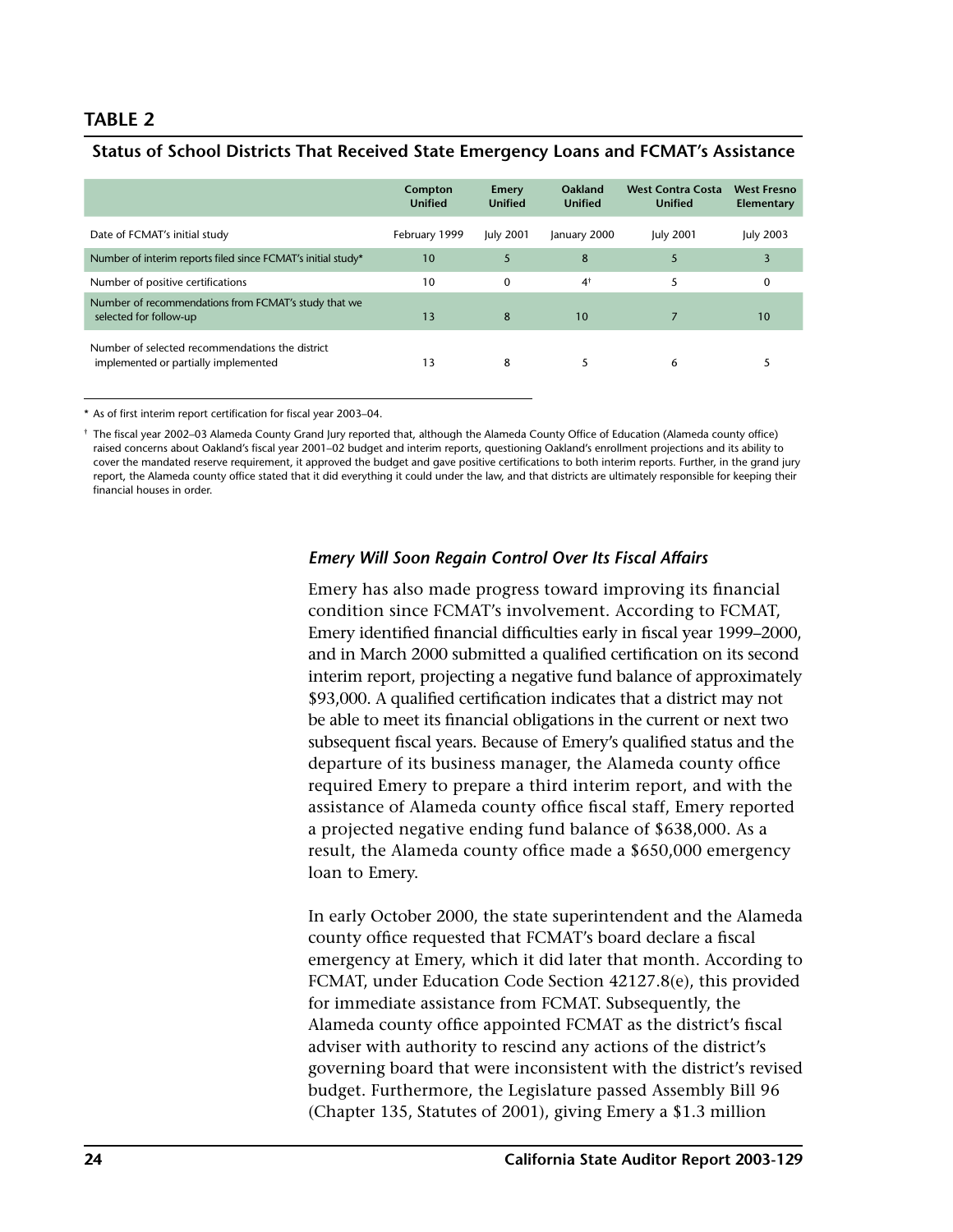## TABLE 2

**Status of School Districts That Received State Emergency Loans and FCMAT's Assistance**

| | Compton Unified | Emery Unified | Oakland Unified | West Contra Costa Unified | West Fresno Elementary |
|---|---|---|---|---|---|
| Date of FCMAT's initial study | February 1999 | July 2001 | January 2000 | July 2001 | July 2003 |
| Number of interim reports filed since FCMAT's initial study* | 10 | 5 | 8 | 5 | 3 |
| Number of positive certifications | 10 | 0 | 4† | 5 | 0 |
| Number of recommendations from FCMAT's study that we selected for follow-up | 13 | 8 | 10 | 7 | 10 |
| Number of selected recommendations the district implemented or partially implemented | 13 | 8 | 5 | 6 | 5 |

\* As of first interim report certification for fiscal year 2003–04.

† The fiscal year 2002–03 Alameda County Grand Jury reported that, although the Alameda County Office of Education (Alameda county office) raised concerns about Oakland's fiscal year 2001–02 budget and interim reports, questioning Oakland's enrollment projections and its ability to cover the mandated reserve requirement, it approved the budget and gave positive certifications to both interim reports. Further, in the grand jury report, the Alameda county office stated that it did everything it could under the law, and that districts are ultimately responsible for keeping their financial houses in order.

### *Emery Will Soon Regain Control Over Its Fiscal Affairs*

Emery has also made progress toward improving its financial condition since FCMAT's involvement. According to FCMAT, Emery identified financial difficulties early in fiscal year 1999–2000, and in March 2000 submitted a qualified certification on its second interim report, projecting a negative fund balance of approximately $93,000. A qualified certification indicates that a district may not be able to meet its financial obligations in the current or next two subsequent fiscal years. Because of Emery's qualified status and the departure of its business manager, the Alameda county office required Emery to prepare a third interim report, and with the assistance of Alameda county office fiscal staff, Emery reported a projected negative ending fund balance of $638,000. As a result, the Alameda county office made a $650,000 emergency loan to Emery.

In early October 2000, the state superintendent and the Alameda county office requested that FCMAT's board declare a fiscal emergency at Emery, which it did later that month. According to FCMAT, under Education Code Section 42127.8(e), this provided for immediate assistance from FCMAT. Subsequently, the Alameda county office appointed FCMAT as the district's fiscal adviser with authority to rescind any actions of the district's governing board that were inconsistent with the district's revised budget. Furthermore, the Legislature passed Assembly Bill 96 (Chapter 135, Statutes of 2001), giving Emery a $1.3 million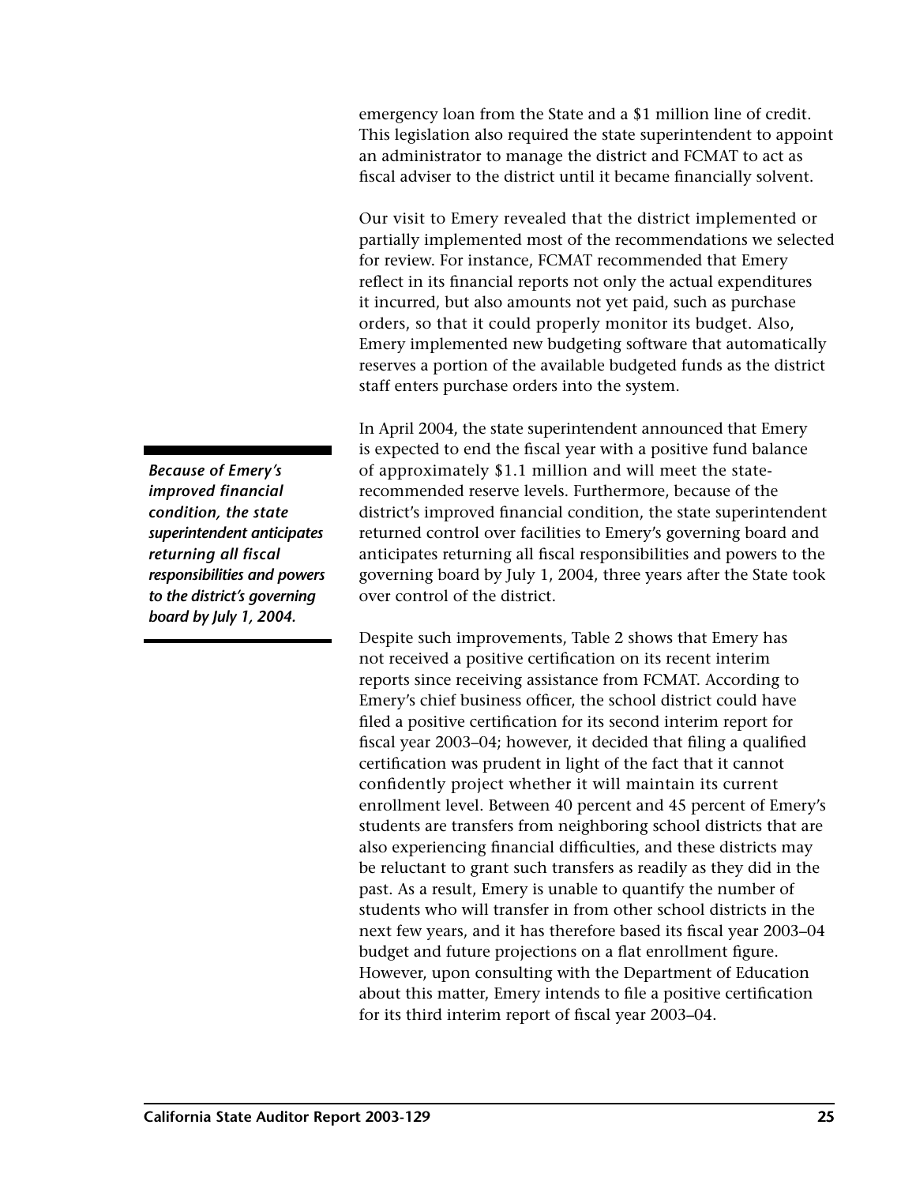emergency loan from the State and a $1 million line of credit. This legislation also required the state superintendent to appoint an administrator to manage the district and FCMAT to act as fiscal adviser to the district until it became financially solvent.

Our visit to Emery revealed that the district implemented or partially implemented most of the recommendations we selected for review. For instance, FCMAT recommended that Emery reflect in its financial reports not only the actual expenditures it incurred, but also amounts not yet paid, such as purchase orders, so that it could properly monitor its budget. Also, Emery implemented new budgeting software that automatically reserves a portion of the available budgeted funds as the district staff enters purchase orders into the system.

***Because of Emery's improved financial condition, the state superintendent anticipates returning all fiscal responsibilities and powers to the district's governing board by July 1, 2004.***

In April 2004, the state superintendent announced that Emery is expected to end the fiscal year with a positive fund balance of approximately $1.1 million and will meet the state-recommended reserve levels. Furthermore, because of the district's improved financial condition, the state superintendent returned control over facilities to Emery's governing board and anticipates returning all fiscal responsibilities and powers to the governing board by July 1, 2004, three years after the State took over control of the district.

Despite such improvements, Table 2 shows that Emery has not received a positive certification on its recent interim reports since receiving assistance from FCMAT. According to Emery's chief business officer, the school district could have filed a positive certification for its second interim report for fiscal year 2003–04; however, it decided that filing a qualified certification was prudent in light of the fact that it cannot confidently project whether it will maintain its current enrollment level. Between 40 percent and 45 percent of Emery's students are transfers from neighboring school districts that are also experiencing financial difficulties, and these districts may be reluctant to grant such transfers as readily as they did in the past. As a result, Emery is unable to quantify the number of students who will transfer in from other school districts in the next few years, and it has therefore based its fiscal year 2003–04 budget and future projections on a flat enrollment figure. However, upon consulting with the Department of Education about this matter, Emery intends to file a positive certification for its third interim report of fiscal year 2003–04.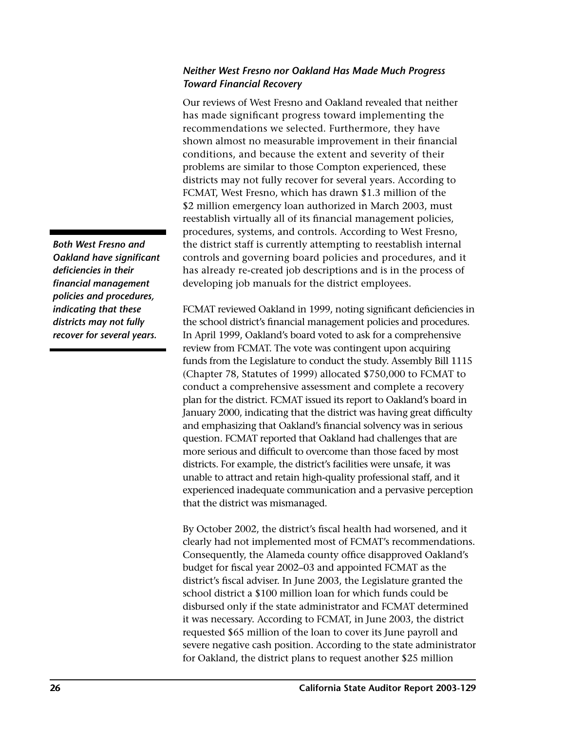### *Neither West Fresno nor Oakland Has Made Much Progress Toward Financial Recovery*

Our reviews of West Fresno and Oakland revealed that neither has made significant progress toward implementing the recommendations we selected. Furthermore, they have shown almost no measurable improvement in their financial conditions, and because the extent and severity of their problems are similar to those Compton experienced, these districts may not fully recover for several years. According to FCMAT, West Fresno, which has drawn $1.3 million of the $2 million emergency loan authorized in March 2003, must reestablish virtually all of its financial management policies, procedures, systems, and controls. According to West Fresno, the district staff is currently attempting to reestablish internal controls and governing board policies and procedures, and it has already re-created job descriptions and is in the process of developing job manuals for the district employees.

***Both West Fresno and Oakland have significant deficiencies in their financial management policies and procedures, indicating that these districts may not fully recover for several years.***

FCMAT reviewed Oakland in 1999, noting significant deficiencies in the school district's financial management policies and procedures. In April 1999, Oakland's board voted to ask for a comprehensive review from FCMAT. The vote was contingent upon acquiring funds from the Legislature to conduct the study. Assembly Bill 1115 (Chapter 78, Statutes of 1999) allocated $750,000 to FCMAT to conduct a comprehensive assessment and complete a recovery plan for the district. FCMAT issued its report to Oakland's board in January 2000, indicating that the district was having great difficulty and emphasizing that Oakland's financial solvency was in serious question. FCMAT reported that Oakland had challenges that are more serious and difficult to overcome than those faced by most districts. For example, the district's facilities were unsafe, it was unable to attract and retain high-quality professional staff, and it experienced inadequate communication and a pervasive perception that the district was mismanaged.

By October 2002, the district's fiscal health had worsened, and it clearly had not implemented most of FCMAT's recommendations. Consequently, the Alameda county office disapproved Oakland's budget for fiscal year 2002–03 and appointed FCMAT as the district's fiscal adviser. In June 2003, the Legislature granted the school district a $100 million loan for which funds could be disbursed only if the state administrator and FCMAT determined it was necessary. According to FCMAT, in June 2003, the district requested $65 million of the loan to cover its June payroll and severe negative cash position. According to the state administrator for Oakland, the district plans to request another $25 million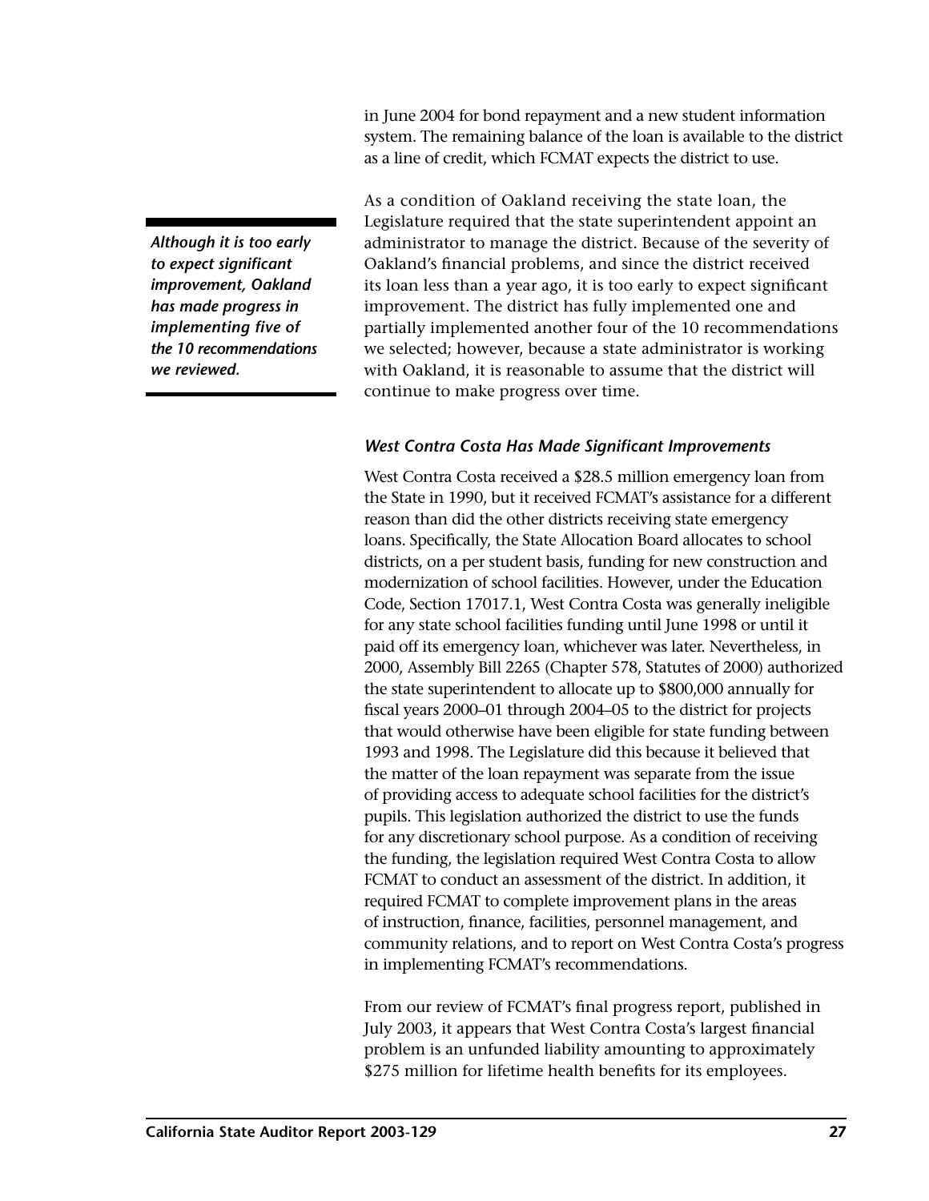in June 2004 for bond repayment and a new student information system. The remaining balance of the loan is available to the district as a line of credit, which FCMAT expects the district to use.

***Although it is too early to expect significant improvement, Oakland has made progress in implementing five of the 10 recommendations we reviewed.***

As a condition of Oakland receiving the state loan, the Legislature required that the state superintendent appoint an administrator to manage the district. Because of the severity of Oakland's financial problems, and since the district received its loan less than a year ago, it is too early to expect significant improvement. The district has fully implemented one and partially implemented another four of the 10 recommendations we selected; however, because a state administrator is working with Oakland, it is reasonable to assume that the district will continue to make progress over time.

### *West Contra Costa Has Made Significant Improvements*

West Contra Costa received a $28.5 million emergency loan from the State in 1990, but it received FCMAT's assistance for a different reason than did the other districts receiving state emergency loans. Specifically, the State Allocation Board allocates to school districts, on a per student basis, funding for new construction and modernization of school facilities. However, under the Education Code, Section 17017.1, West Contra Costa was generally ineligible for any state school facilities funding until June 1998 or until it paid off its emergency loan, whichever was later. Nevertheless, in 2000, Assembly Bill 2265 (Chapter 578, Statutes of 2000) authorized the state superintendent to allocate up to $800,000 annually for fiscal years 2000–01 through 2004–05 to the district for projects that would otherwise have been eligible for state funding between 1993 and 1998. The Legislature did this because it believed that the matter of the loan repayment was separate from the issue of providing access to adequate school facilities for the district's pupils. This legislation authorized the district to use the funds for any discretionary school purpose. As a condition of receiving the funding, the legislation required West Contra Costa to allow FCMAT to conduct an assessment of the district. In addition, it required FCMAT to complete improvement plans in the areas of instruction, finance, facilities, personnel management, and community relations, and to report on West Contra Costa's progress in implementing FCMAT's recommendations.

From our review of FCMAT's final progress report, published in July 2003, it appears that West Contra Costa's largest financial problem is an unfunded liability amounting to approximately $275 million for lifetime health benefits for its employees.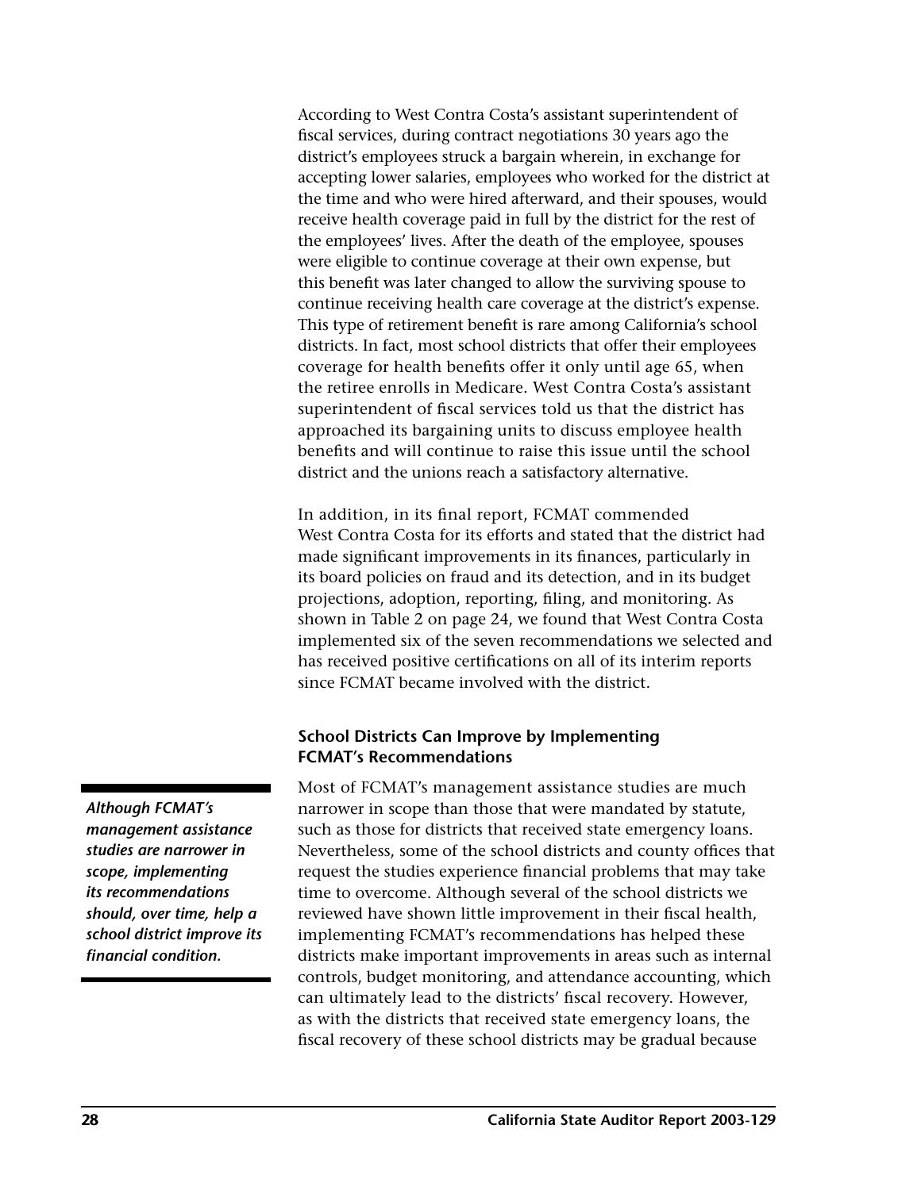According to West Contra Costa's assistant superintendent of fiscal services, during contract negotiations 30 years ago the district's employees struck a bargain wherein, in exchange for accepting lower salaries, employees who worked for the district at the time and who were hired afterward, and their spouses, would receive health coverage paid in full by the district for the rest of the employees' lives. After the death of the employee, spouses were eligible to continue coverage at their own expense, but this benefit was later changed to allow the surviving spouse to continue receiving health care coverage at the district's expense. This type of retirement benefit is rare among California's school districts. In fact, most school districts that offer their employees coverage for health benefits offer it only until age 65, when the retiree enrolls in Medicare. West Contra Costa's assistant superintendent of fiscal services told us that the district has approached its bargaining units to discuss employee health benefits and will continue to raise this issue until the school district and the unions reach a satisfactory alternative.

In addition, in its final report, FCMAT commended West Contra Costa for its efforts and stated that the district had made significant improvements in its finances, particularly in its board policies on fraud and its detection, and in its budget projections, adoption, reporting, filing, and monitoring. As shown in Table 2 on page 24, we found that West Contra Costa implemented six of the seven recommendations we selected and has received positive certifications on all of its interim reports since FCMAT became involved with the district.

### School Districts Can Improve by Implementing FCMAT's Recommendations

***Although FCMAT's management assistance studies are narrower in scope, implementing its recommendations should, over time, help a school district improve its financial condition.***

Most of FCMAT's management assistance studies are much narrower in scope than those that were mandated by statute, such as those for districts that received state emergency loans. Nevertheless, some of the school districts and county offices that request the studies experience financial problems that may take time to overcome. Although several of the school districts we reviewed have shown little improvement in their fiscal health, implementing FCMAT's recommendations has helped these districts make important improvements in areas such as internal controls, budget monitoring, and attendance accounting, which can ultimately lead to the districts' fiscal recovery. However, as with the districts that received state emergency loans, the fiscal recovery of these school districts may be gradual because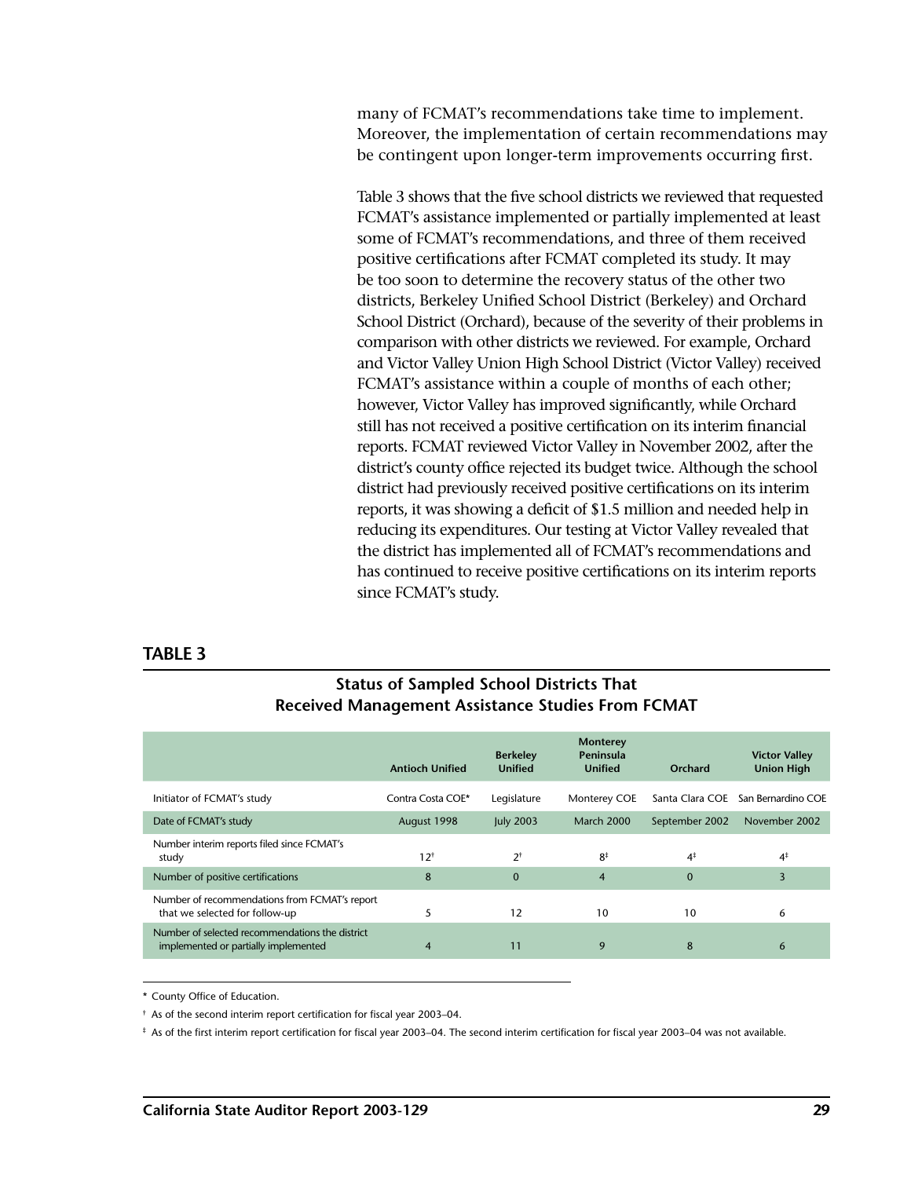many of FCMAT's recommendations take time to implement. Moreover, the implementation of certain recommendations may be contingent upon longer-term improvements occurring first.

Table 3 shows that the five school districts we reviewed that requested FCMAT's assistance implemented or partially implemented at least some of FCMAT's recommendations, and three of them received positive certifications after FCMAT completed its study. It may be too soon to determine the recovery status of the other two districts, Berkeley Unified School District (Berkeley) and Orchard School District (Orchard), because of the severity of their problems in comparison with other districts we reviewed. For example, Orchard and Victor Valley Union High School District (Victor Valley) received FCMAT's assistance within a couple of months of each other; however, Victor Valley has improved significantly, while Orchard still has not received a positive certification on its interim financial reports. FCMAT reviewed Victor Valley in November 2002, after the district's county office rejected its budget twice. Although the school district had previously received positive certifications on its interim reports, it was showing a deficit of $1.5 million and needed help in reducing its expenditures. Our testing at Victor Valley revealed that the district has implemented all of FCMAT's recommendations and has continued to receive positive certifications on its interim reports since FCMAT's study.

## TABLE 3

**Status of Sampled School Districts That Received Management Assistance Studies From FCMAT**

| | Antioch Unified | Berkeley Unified | Monterey Peninsula Unified | Orchard | Victor Valley Union High |
|---|---|---|---|---|---|
| Initiator of FCMAT's study | Contra Costa COE* | Legislature | Monterey COE | Santa Clara COE | San Bernardino COE |
| Date of FCMAT's study | August 1998 | July 2003 | March 2000 | September 2002 | November 2002 |
| Number interim reports filed since FCMAT's study | 12† | 2† | 8‡ | 4‡ | 4‡ |
| Number of positive certifications | 8 | 0 | 4 | 0 | 3 |
| Number of recommendations from FCMAT's report that we selected for follow-up | 5 | 12 | 10 | 10 | 6 |
| Number of selected recommendations the district implemented or partially implemented | 4 | 11 | 9 | 8 | 6 |

\* County Office of Education.

† As of the second interim report certification for fiscal year 2003–04.

‡ As of the first interim report certification for fiscal year 2003–04. The second interim certification for fiscal year 2003–04 was not available.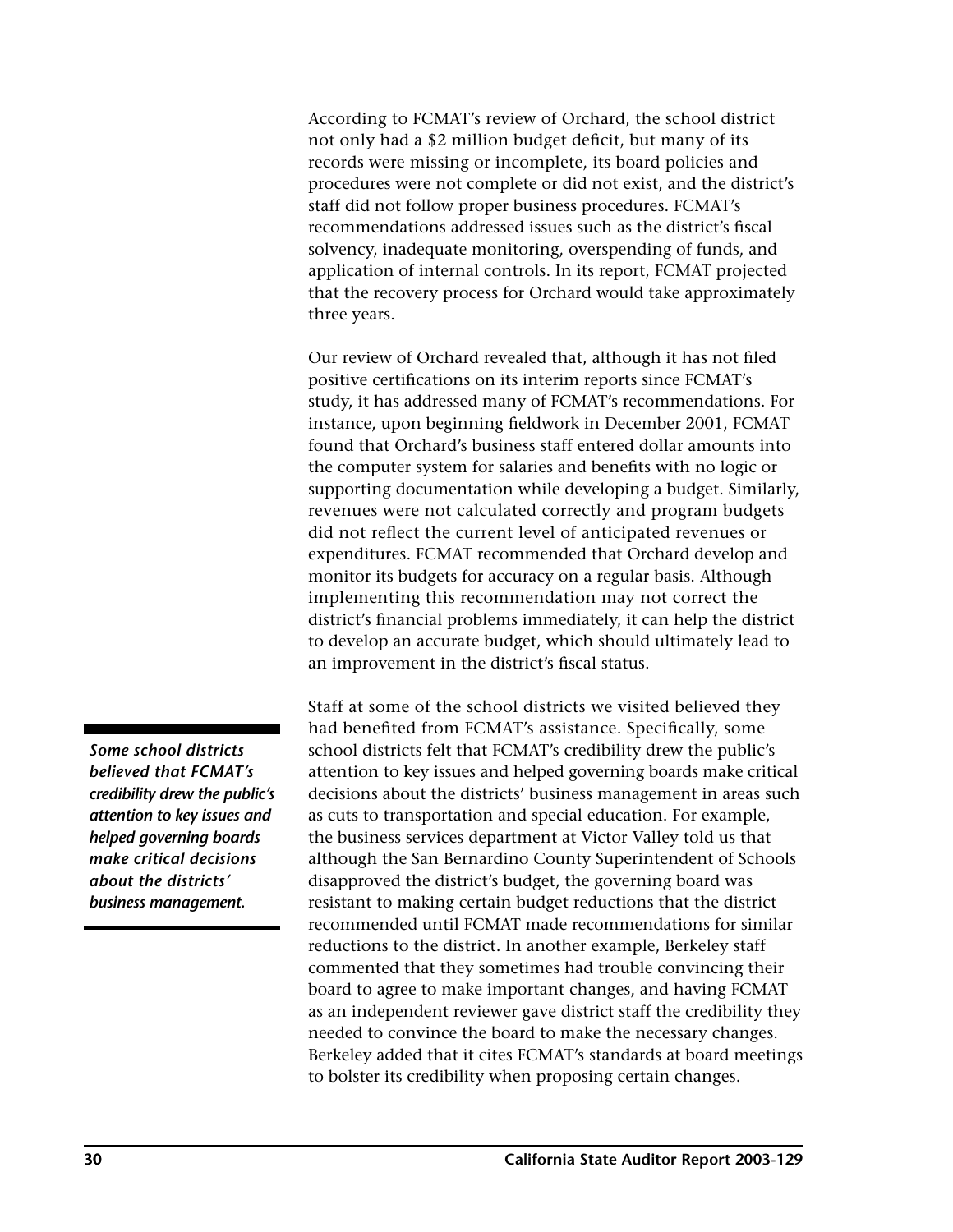According to FCMAT's review of Orchard, the school district not only had a $2 million budget deficit, but many of its records were missing or incomplete, its board policies and procedures were not complete or did not exist, and the district's staff did not follow proper business procedures. FCMAT's recommendations addressed issues such as the district's fiscal solvency, inadequate monitoring, overspending of funds, and application of internal controls. In its report, FCMAT projected that the recovery process for Orchard would take approximately three years.

Our review of Orchard revealed that, although it has not filed positive certifications on its interim reports since FCMAT's study, it has addressed many of FCMAT's recommendations. For instance, upon beginning fieldwork in December 2001, FCMAT found that Orchard's business staff entered dollar amounts into the computer system for salaries and benefits with no logic or supporting documentation while developing a budget. Similarly, revenues were not calculated correctly and program budgets did not reflect the current level of anticipated revenues or expenditures. FCMAT recommended that Orchard develop and monitor its budgets for accuracy on a regular basis. Although implementing this recommendation may not correct the district's financial problems immediately, it can help the district to develop an accurate budget, which should ultimately lead to an improvement in the district's fiscal status.

***Some school districts believed that FCMAT's credibility drew the public's attention to key issues and helped governing boards make critical decisions about the districts' business management.***

Staff at some of the school districts we visited believed they had benefited from FCMAT's assistance. Specifically, some school districts felt that FCMAT's credibility drew the public's attention to key issues and helped governing boards make critical decisions about the districts' business management in areas such as cuts to transportation and special education. For example, the business services department at Victor Valley told us that although the San Bernardino County Superintendent of Schools disapproved the district's budget, the governing board was resistant to making certain budget reductions that the district recommended until FCMAT made recommendations for similar reductions to the district. In another example, Berkeley staff commented that they sometimes had trouble convincing their board to agree to make important changes, and having FCMAT as an independent reviewer gave district staff the credibility they needed to convince the board to make the necessary changes. Berkeley added that it cites FCMAT's standards at board meetings to bolster its credibility when proposing certain changes.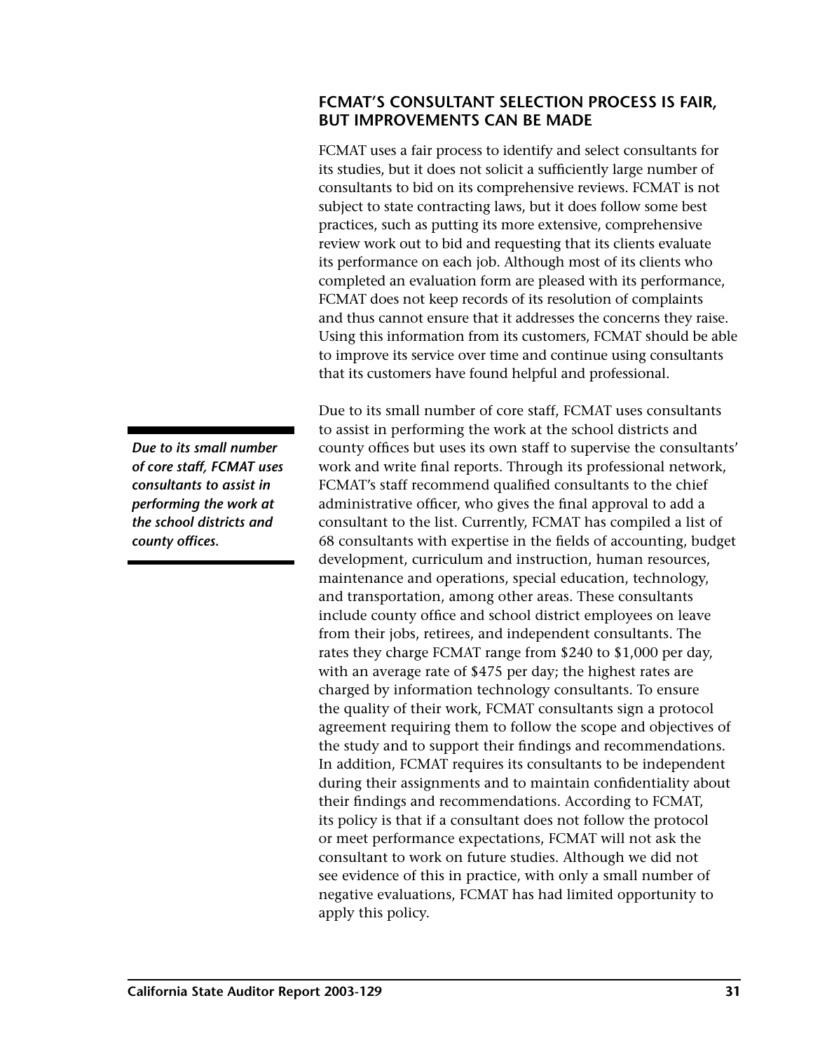## FCMAT'S CONSULTANT SELECTION PROCESS IS FAIR, BUT IMPROVEMENTS CAN BE MADE

FCMAT uses a fair process to identify and select consultants for its studies, but it does not solicit a sufficiently large number of consultants to bid on its comprehensive reviews. FCMAT is not subject to state contracting laws, but it does follow some best practices, such as putting its more extensive, comprehensive review work out to bid and requesting that its clients evaluate its performance on each job. Although most of its clients who completed an evaluation form are pleased with its performance, FCMAT does not keep records of its resolution of complaints and thus cannot ensure that it addresses the concerns they raise. Using this information from its customers, FCMAT should be able to improve its service over time and continue using consultants that its customers have found helpful and professional.

***Due to its small number of core staff, FCMAT uses consultants to assist in performing the work at the school districts and county offices.***

Due to its small number of core staff, FCMAT uses consultants to assist in performing the work at the school districts and county offices but uses its own staff to supervise the consultants' work and write final reports. Through its professional network, FCMAT's staff recommend qualified consultants to the chief administrative officer, who gives the final approval to add a consultant to the list. Currently, FCMAT has compiled a list of 68 consultants with expertise in the fields of accounting, budget development, curriculum and instruction, human resources, maintenance and operations, special education, technology, and transportation, among other areas. These consultants include county office and school district employees on leave from their jobs, retirees, and independent consultants. The rates they charge FCMAT range from $240 to $1,000 per day, with an average rate of $475 per day; the highest rates are charged by information technology consultants. To ensure the quality of their work, FCMAT consultants sign a protocol agreement requiring them to follow the scope and objectives of the study and to support their findings and recommendations. In addition, FCMAT requires its consultants to be independent during their assignments and to maintain confidentiality about their findings and recommendations. According to FCMAT, its policy is that if a consultant does not follow the protocol or meet performance expectations, FCMAT will not ask the consultant to work on future studies. Although we did not see evidence of this in practice, with only a small number of negative evaluations, FCMAT has had limited opportunity to apply this policy.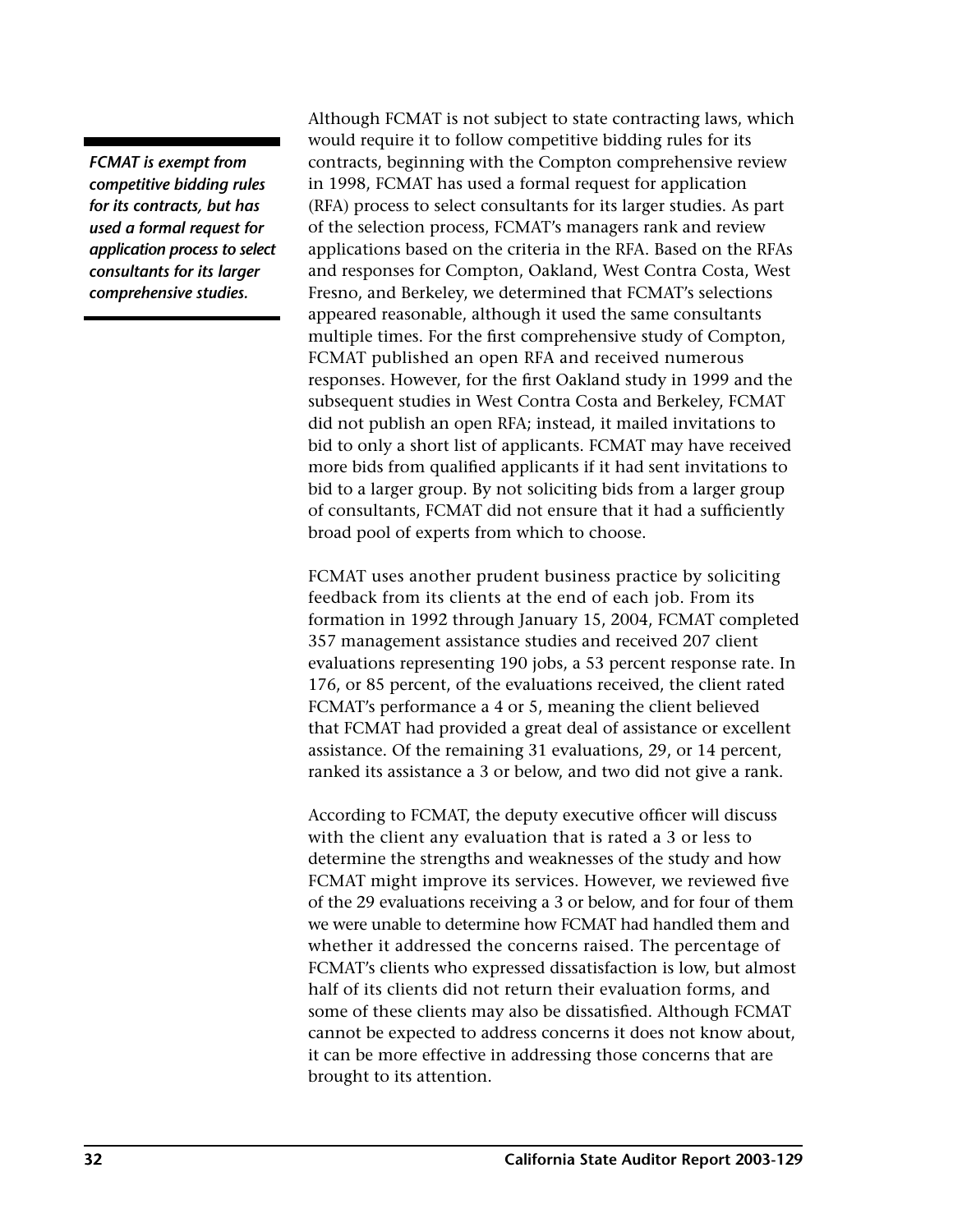*FCMAT is exempt from competitive bidding rules for its contracts, but has used a formal request for application process to select consultants for its larger comprehensive studies.*

Although FCMAT is not subject to state contracting laws, which would require it to follow competitive bidding rules for its contracts, beginning with the Compton comprehensive review in 1998, FCMAT has used a formal request for application (RFA) process to select consultants for its larger studies. As part of the selection process, FCMAT's managers rank and review applications based on the criteria in the RFA. Based on the RFAs and responses for Compton, Oakland, West Contra Costa, West Fresno, and Berkeley, we determined that FCMAT's selections appeared reasonable, although it used the same consultants multiple times. For the first comprehensive study of Compton, FCMAT published an open RFA and received numerous responses. However, for the first Oakland study in 1999 and the subsequent studies in West Contra Costa and Berkeley, FCMAT did not publish an open RFA; instead, it mailed invitations to bid to only a short list of applicants. FCMAT may have received more bids from qualified applicants if it had sent invitations to bid to a larger group. By not soliciting bids from a larger group of consultants, FCMAT did not ensure that it had a sufficiently broad pool of experts from which to choose.

FCMAT uses another prudent business practice by soliciting feedback from its clients at the end of each job. From its formation in 1992 through January 15, 2004, FCMAT completed 357 management assistance studies and received 207 client evaluations representing 190 jobs, a 53 percent response rate. In 176, or 85 percent, of the evaluations received, the client rated FCMAT's performance a 4 or 5, meaning the client believed that FCMAT had provided a great deal of assistance or excellent assistance. Of the remaining 31 evaluations, 29, or 14 percent, ranked its assistance a 3 or below, and two did not give a rank.

According to FCMAT, the deputy executive officer will discuss with the client any evaluation that is rated a 3 or less to determine the strengths and weaknesses of the study and how FCMAT might improve its services. However, we reviewed five of the 29 evaluations receiving a 3 or below, and for four of them we were unable to determine how FCMAT had handled them and whether it addressed the concerns raised. The percentage of FCMAT's clients who expressed dissatisfaction is low, but almost half of its clients did not return their evaluation forms, and some of these clients may also be dissatisfied. Although FCMAT cannot be expected to address concerns it does not know about, it can be more effective in addressing those concerns that are brought to its attention.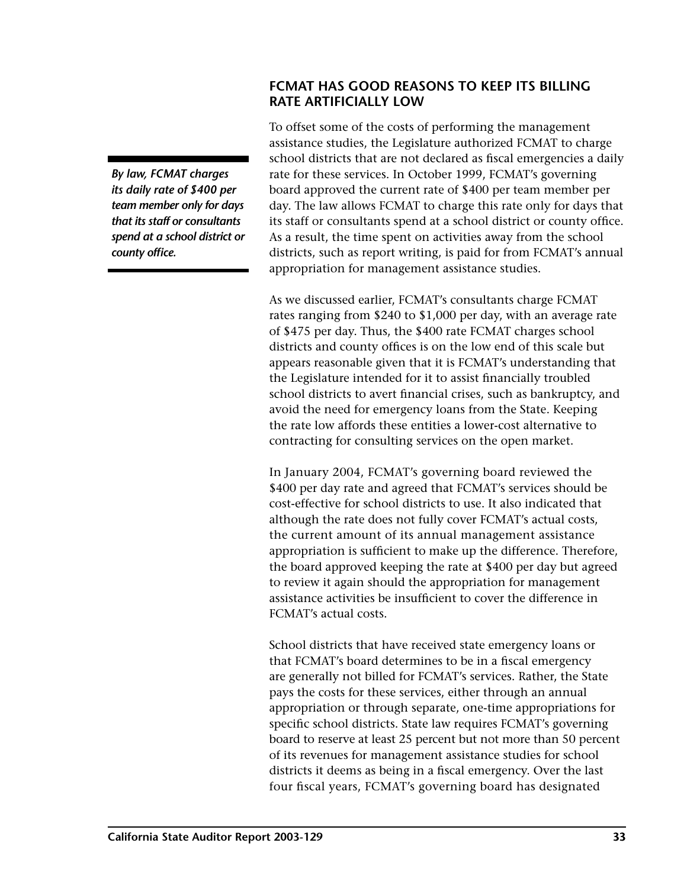## FCMAT HAS GOOD REASONS TO KEEP ITS BILLING RATE ARTIFICIALLY LOW

*By law, FCMAT charges its daily rate of $400 per team member only for days that its staff or consultants spend at a school district or county office.*

To offset some of the costs of performing the management assistance studies, the Legislature authorized FCMAT to charge school districts that are not declared as fiscal emergencies a daily rate for these services. In October 1999, FCMAT's governing board approved the current rate of $400 per team member per day. The law allows FCMAT to charge this rate only for days that its staff or consultants spend at a school district or county office. As a result, the time spent on activities away from the school districts, such as report writing, is paid for from FCMAT's annual appropriation for management assistance studies.

As we discussed earlier, FCMAT's consultants charge FCMAT rates ranging from $240 to $1,000 per day, with an average rate of $475 per day. Thus, the $400 rate FCMAT charges school districts and county offices is on the low end of this scale but appears reasonable given that it is FCMAT's understanding that the Legislature intended for it to assist financially troubled school districts to avert financial crises, such as bankruptcy, and avoid the need for emergency loans from the State. Keeping the rate low affords these entities a lower-cost alternative to contracting for consulting services on the open market.

In January 2004, FCMAT's governing board reviewed the $400 per day rate and agreed that FCMAT's services should be cost-effective for school districts to use. It also indicated that although the rate does not fully cover FCMAT's actual costs, the current amount of its annual management assistance appropriation is sufficient to make up the difference. Therefore, the board approved keeping the rate at $400 per day but agreed to review it again should the appropriation for management assistance activities be insufficient to cover the difference in FCMAT's actual costs.

School districts that have received state emergency loans or that FCMAT's board determines to be in a fiscal emergency are generally not billed for FCMAT's services. Rather, the State pays the costs for these services, either through an annual appropriation or through separate, one-time appropriations for specific school districts. State law requires FCMAT's governing board to reserve at least 25 percent but not more than 50 percent of its revenues for management assistance studies for school districts it deems as being in a fiscal emergency. Over the last four fiscal years, FCMAT's governing board has designated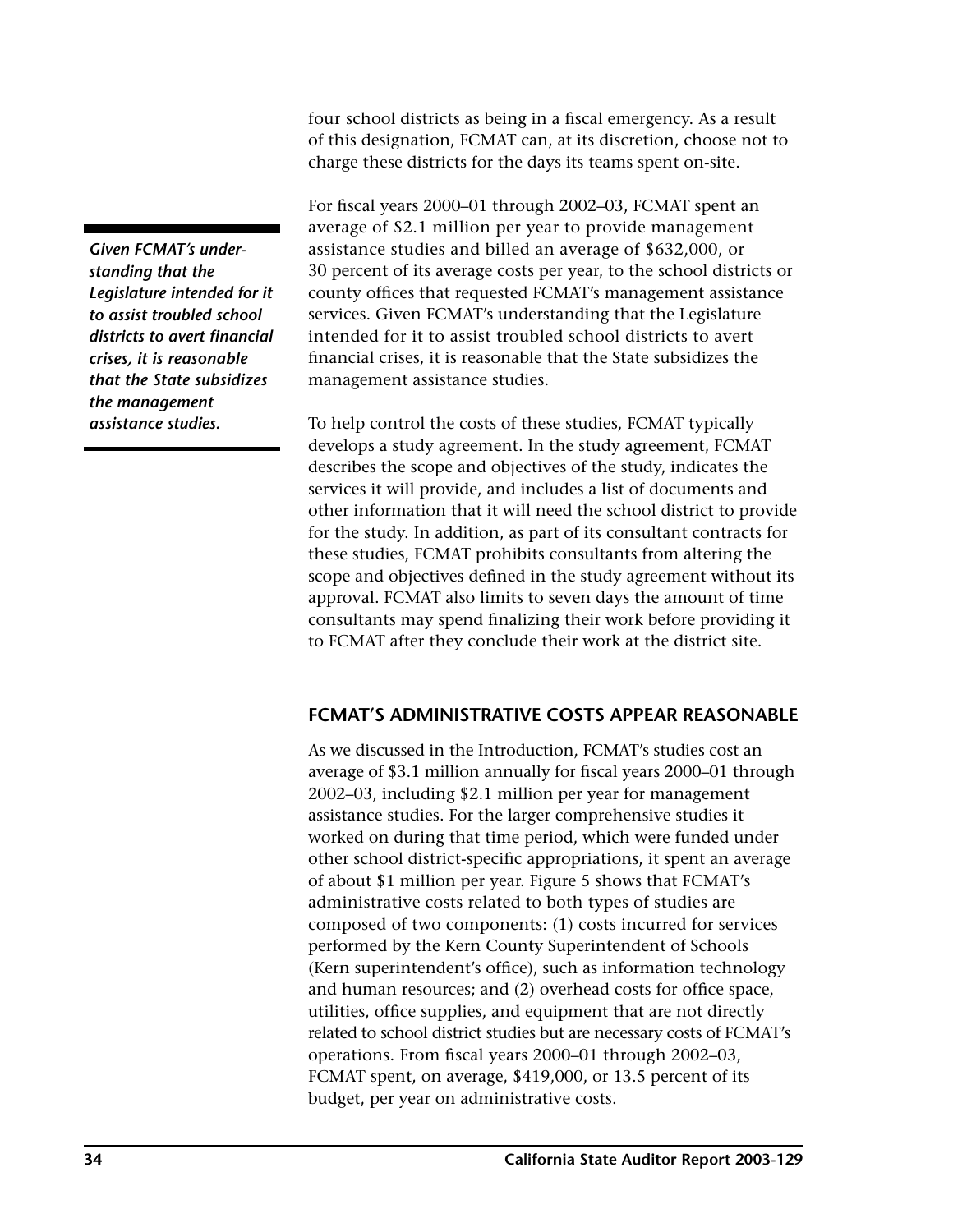four school districts as being in a fiscal emergency. As a result of this designation, FCMAT can, at its discretion, choose not to charge these districts for the days its teams spent on-site.

For fiscal years 2000–01 through 2002–03, FCMAT spent an average of $2.1 million per year to provide management assistance studies and billed an average of $632,000, or 30 percent of its average costs per year, to the school districts or county offices that requested FCMAT's management assistance services. Given FCMAT's understanding that the Legislature intended for it to assist troubled school districts to avert financial crises, it is reasonable that the State subsidizes the management assistance studies.

***Given FCMAT's understanding that the Legislature intended for it to assist troubled school districts to avert financial crises, it is reasonable that the State subsidizes the management assistance studies.***

To help control the costs of these studies, FCMAT typically develops a study agreement. In the study agreement, FCMAT describes the scope and objectives of the study, indicates the services it will provide, and includes a list of documents and other information that it will need the school district to provide for the study. In addition, as part of its consultant contracts for these studies, FCMAT prohibits consultants from altering the scope and objectives defined in the study agreement without its approval. FCMAT also limits to seven days the amount of time consultants may spend finalizing their work before providing it to FCMAT after they conclude their work at the district site.

## FCMAT'S ADMINISTRATIVE COSTS APPEAR REASONABLE

As we discussed in the Introduction, FCMAT's studies cost an average of $3.1 million annually for fiscal years 2000–01 through 2002–03, including $2.1 million per year for management assistance studies. For the larger comprehensive studies it worked on during that time period, which were funded under other school district-specific appropriations, it spent an average of about $1 million per year. Figure 5 shows that FCMAT's administrative costs related to both types of studies are composed of two components: (1) costs incurred for services performed by the Kern County Superintendent of Schools (Kern superintendent's office), such as information technology and human resources; and (2) overhead costs for office space, utilities, office supplies, and equipment that are not directly related to school district studies but are necessary costs of FCMAT's operations. From fiscal years 2000–01 through 2002–03, FCMAT spent, on average, $419,000, or 13.5 percent of its budget, per year on administrative costs.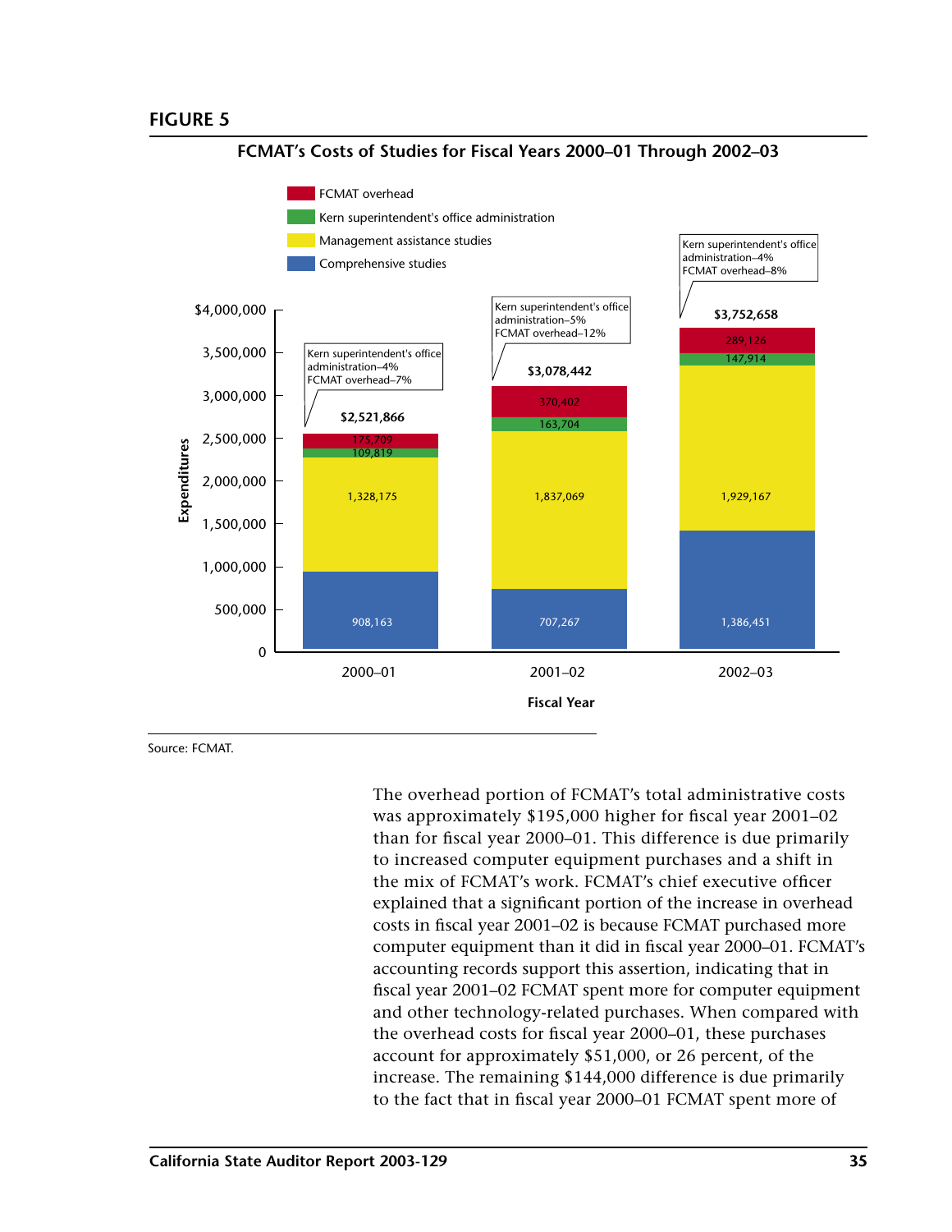**FIGURE 5**

**FCMAT's Costs of Studies for Fiscal Years 2000–01 Through 2002–03**

| Fiscal Year | Comprehensive studies | Management assistance studies | Kern superintendent's office administration | FCMAT overhead | Total |
|---|---|---|---|---|---|
| 2000–01 | 908,163 | 1,328,175 | 109,819 | 175,709 | $2,521,866 |
| 2001–02 | 707,267 | 1,837,069 | 163,704 | 370,402 | $3,078,442 |
| 2002–03 | 1,386,451 | 1,929,167 | 147,914 | 289,126 | $3,752,658 |

2000–01: Kern superintendent's office administration–4%, FCMAT overhead–7%

2001–02: Kern superintendent's office administration–5%, FCMAT overhead–12%

2002–03: Kern superintendent's office administration–4%, FCMAT overhead–8%

Source: FCMAT.

The overhead portion of FCMAT's total administrative costs was approximately $195,000 higher for fiscal year 2001–02 than for fiscal year 2000–01. This difference is due primarily to increased computer equipment purchases and a shift in the mix of FCMAT's work. FCMAT's chief executive officer explained that a significant portion of the increase in overhead costs in fiscal year 2001–02 is because FCMAT purchased more computer equipment than it did in fiscal year 2000–01. FCMAT's accounting records support this assertion, indicating that in fiscal year 2001–02 FCMAT spent more for computer equipment and other technology-related purchases. When compared with the overhead costs for fiscal year 2000–01, these purchases account for approximately $51,000, or 26 percent, of the increase. The remaining $144,000 difference is due primarily to the fact that in fiscal year 2000–01 FCMAT spent more of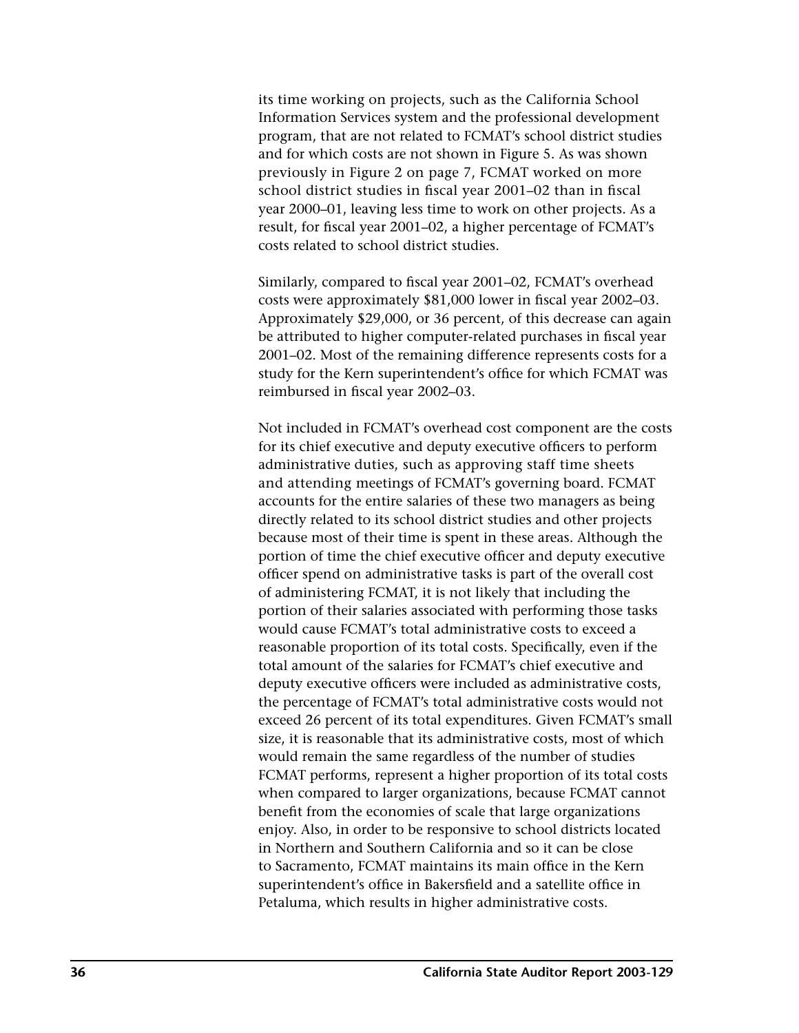its time working on projects, such as the California School Information Services system and the professional development program, that are not related to FCMAT's school district studies and for which costs are not shown in Figure 5. As was shown previously in Figure 2 on page 7, FCMAT worked on more school district studies in fiscal year 2001–02 than in fiscal year 2000–01, leaving less time to work on other projects. As a result, for fiscal year 2001–02, a higher percentage of FCMAT's costs related to school district studies.

Similarly, compared to fiscal year 2001–02, FCMAT's overhead costs were approximately $81,000 lower in fiscal year 2002–03. Approximately $29,000, or 36 percent, of this decrease can again be attributed to higher computer-related purchases in fiscal year 2001–02. Most of the remaining difference represents costs for a study for the Kern superintendent's office for which FCMAT was reimbursed in fiscal year 2002–03.

Not included in FCMAT's overhead cost component are the costs for its chief executive and deputy executive officers to perform administrative duties, such as approving staff time sheets and attending meetings of FCMAT's governing board. FCMAT accounts for the entire salaries of these two managers as being directly related to its school district studies and other projects because most of their time is spent in these areas. Although the portion of time the chief executive officer and deputy executive officer spend on administrative tasks is part of the overall cost of administering FCMAT, it is not likely that including the portion of their salaries associated with performing those tasks would cause FCMAT's total administrative costs to exceed a reasonable proportion of its total costs. Specifically, even if the total amount of the salaries for FCMAT's chief executive and deputy executive officers were included as administrative costs, the percentage of FCMAT's total administrative costs would not exceed 26 percent of its total expenditures. Given FCMAT's small size, it is reasonable that its administrative costs, most of which would remain the same regardless of the number of studies FCMAT performs, represent a higher proportion of its total costs when compared to larger organizations, because FCMAT cannot benefit from the economies of scale that large organizations enjoy. Also, in order to be responsive to school districts located in Northern and Southern California and so it can be close to Sacramento, FCMAT maintains its main office in the Kern superintendent's office in Bakersfield and a satellite office in Petaluma, which results in higher administrative costs.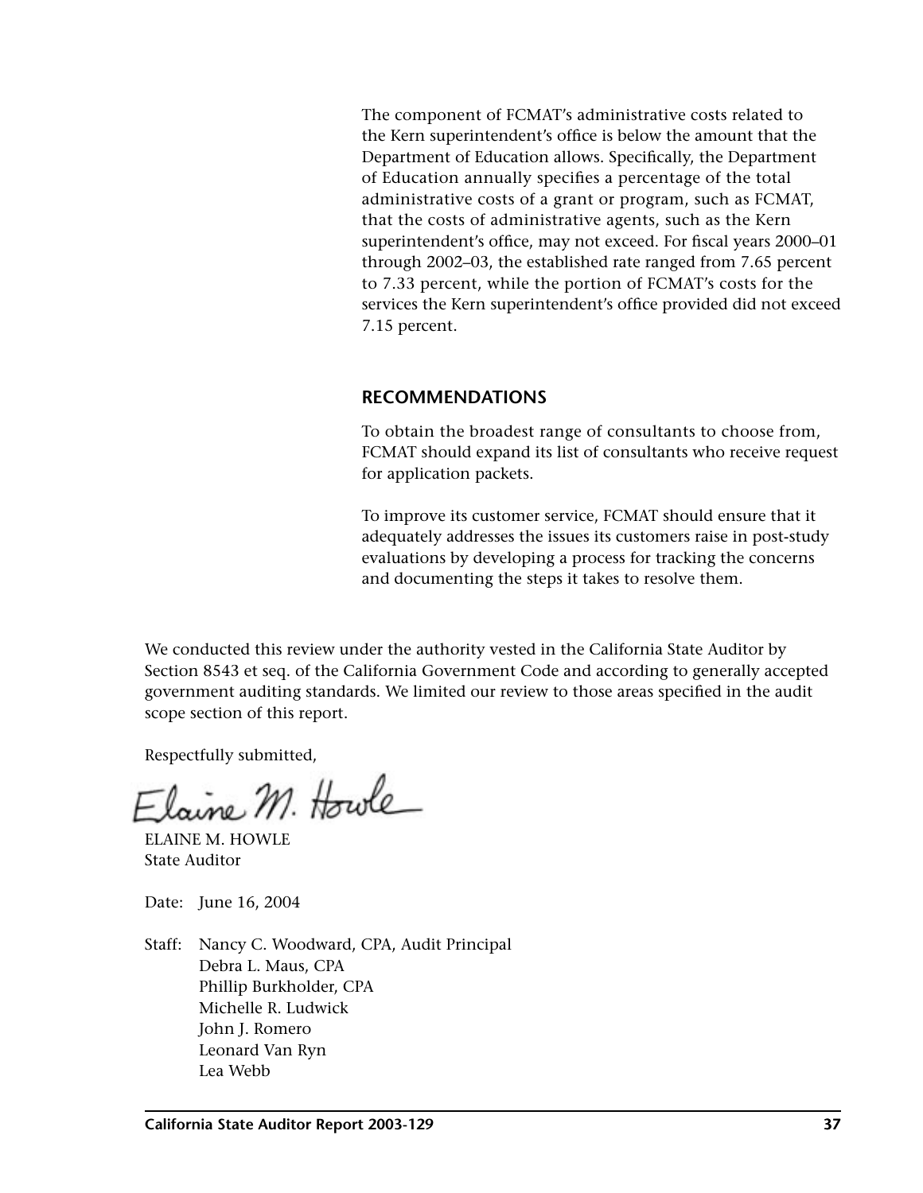The component of FCMAT's administrative costs related to the Kern superintendent's office is below the amount that the Department of Education allows. Specifically, the Department of Education annually specifies a percentage of the total administrative costs of a grant or program, such as FCMAT, that the costs of administrative agents, such as the Kern superintendent's office, may not exceed. For fiscal years 2000–01 through 2002–03, the established rate ranged from 7.65 percent to 7.33 percent, while the portion of FCMAT's costs for the services the Kern superintendent's office provided did not exceed 7.15 percent.

## RECOMMENDATIONS

To obtain the broadest range of consultants to choose from, FCMAT should expand its list of consultants who receive request for application packets.

To improve its customer service, FCMAT should ensure that it adequately addresses the issues its customers raise in post-study evaluations by developing a process for tracking the concerns and documenting the steps it takes to resolve them.

We conducted this review under the authority vested in the California State Auditor by Section 8543 et seq. of the California Government Code and according to generally accepted government auditing standards. We limited our review to those areas specified in the audit scope section of this report.

Respectfully submitted,

Elaine M. Howle

ELAINE M. HOWLE
State Auditor

Date: June 16, 2004

Staff: Nancy C. Woodward, CPA, Audit Principal
Debra L. Maus, CPA
Phillip Burkholder, CPA
Michelle R. Ludwick
John J. Romero
Leonard Van Ryn
Lea Webb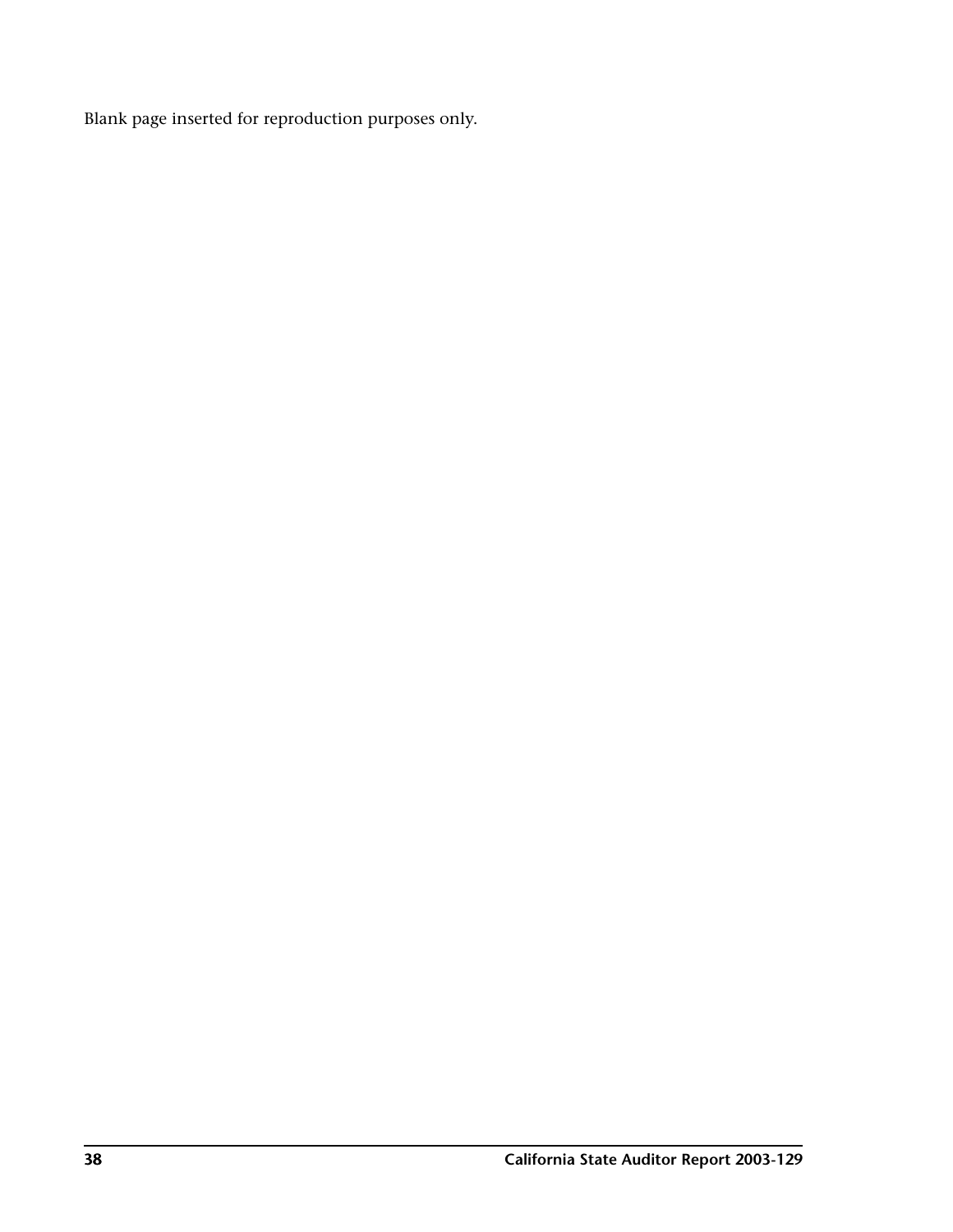Blank page inserted for reproduction purposes only.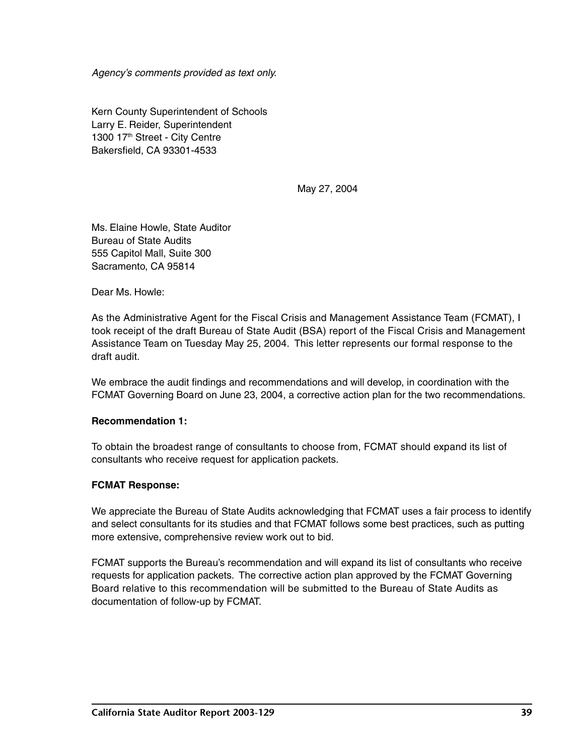*Agency's comments provided as text only.*

Kern County Superintendent of Schools
Larry E. Reider, Superintendent
1300 17th Street - City Centre
Bakersfield, CA 93301-4533

May 27, 2004

Ms. Elaine Howle, State Auditor
Bureau of State Audits
555 Capitol Mall, Suite 300
Sacramento, CA 95814

Dear Ms. Howle:

As the Administrative Agent for the Fiscal Crisis and Management Assistance Team (FCMAT), I took receipt of the draft Bureau of State Audit (BSA) report of the Fiscal Crisis and Management Assistance Team on Tuesday May 25, 2004. This letter represents our formal response to the draft audit.

We embrace the audit findings and recommendations and will develop, in coordination with the FCMAT Governing Board on June 23, 2004, a corrective action plan for the two recommendations.

**Recommendation 1:**

To obtain the broadest range of consultants to choose from, FCMAT should expand its list of consultants who receive request for application packets.

**FCMAT Response:**

We appreciate the Bureau of State Audits acknowledging that FCMAT uses a fair process to identify and select consultants for its studies and that FCMAT follows some best practices, such as putting more extensive, comprehensive review work out to bid.

FCMAT supports the Bureau's recommendation and will expand its list of consultants who receive requests for application packets. The corrective action plan approved by the FCMAT Governing Board relative to this recommendation will be submitted to the Bureau of State Audits as documentation of follow-up by FCMAT.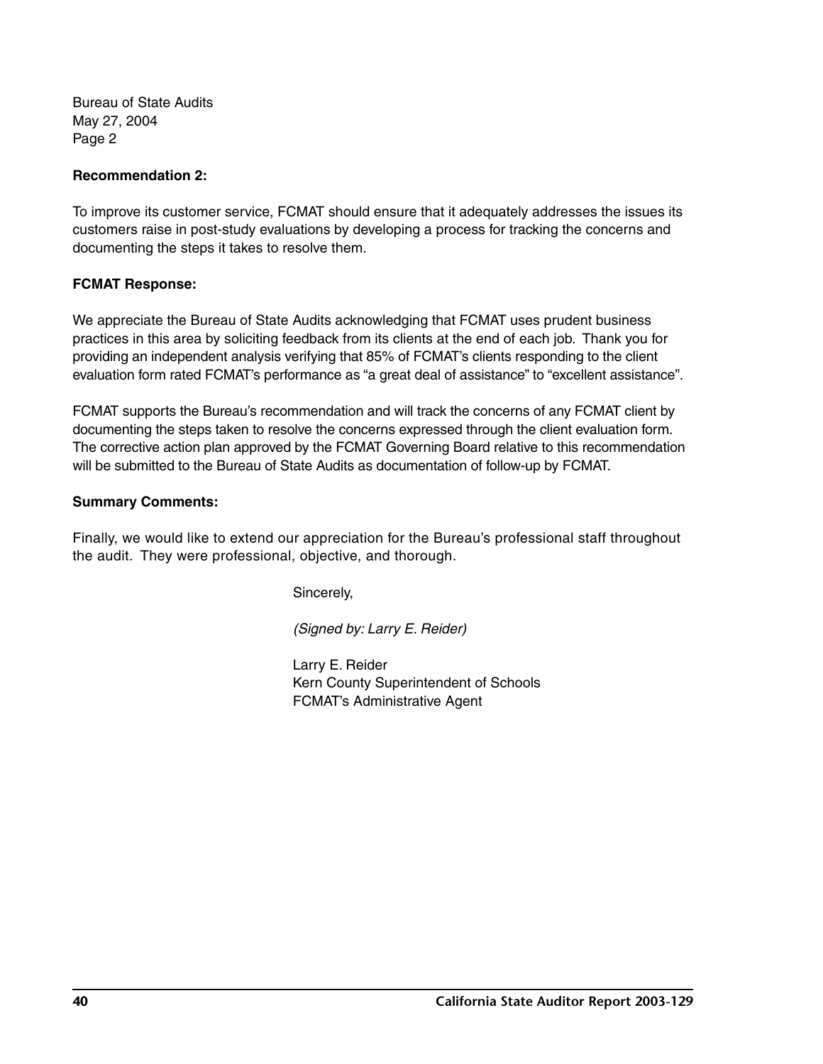Bureau of State Audits
May 27, 2004
Page 2

**Recommendation 2:**

To improve its customer service, FCMAT should ensure that it adequately addresses the issues its customers raise in post-study evaluations by developing a process for tracking the concerns and documenting the steps it takes to resolve them.

**FCMAT Response:**

We appreciate the Bureau of State Audits acknowledging that FCMAT uses prudent business practices in this area by soliciting feedback from its clients at the end of each job. Thank you for providing an independent analysis verifying that 85% of FCMAT's clients responding to the client evaluation form rated FCMAT's performance as "a great deal of assistance" to "excellent assistance".

FCMAT supports the Bureau's recommendation and will track the concerns of any FCMAT client by documenting the steps taken to resolve the concerns expressed through the client evaluation form. The corrective action plan approved by the FCMAT Governing Board relative to this recommendation will be submitted to the Bureau of State Audits as documentation of follow-up by FCMAT.

**Summary Comments:**

Finally, we would like to extend our appreciation for the Bureau's professional staff throughout the audit. They were professional, objective, and thorough.

Sincerely,

*(Signed by: Larry E. Reider)*

Larry E. Reider
Kern County Superintendent of Schools
FCMAT's Administrative Agent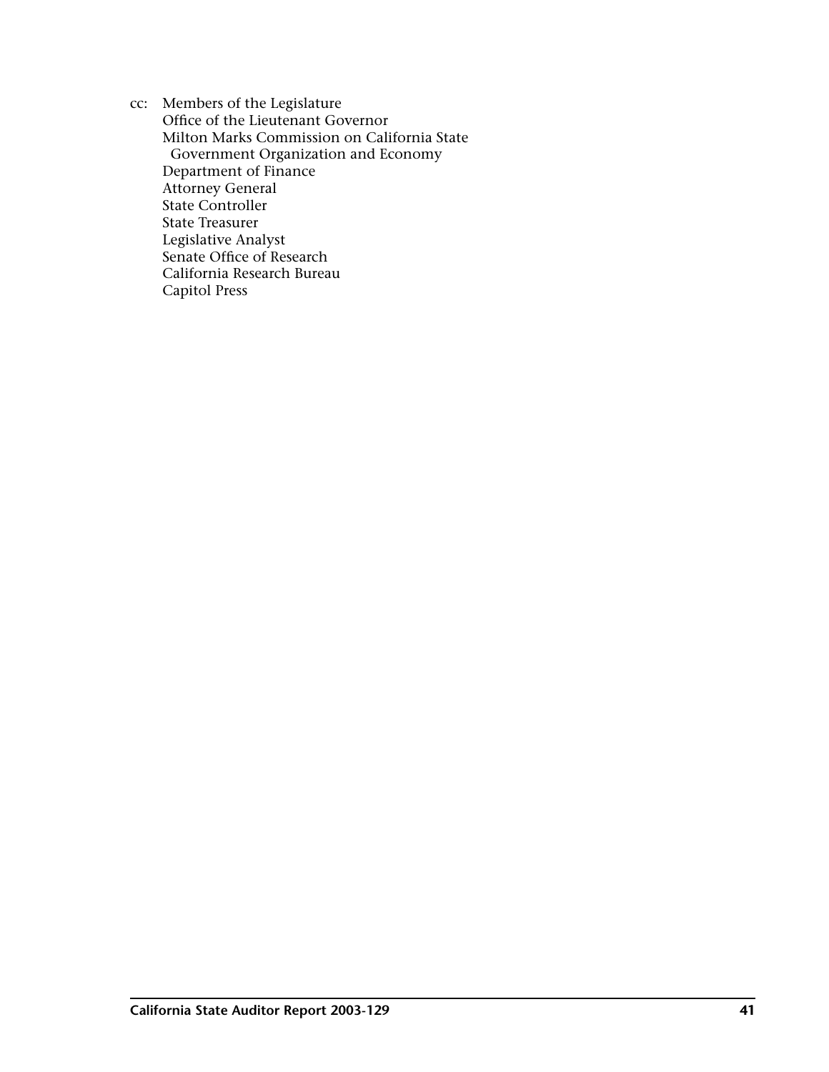cc: Members of the Legislature
Office of the Lieutenant Governor
Milton Marks Commission on California State
Government Organization and Economy
Department of Finance
Attorney General
State Controller
State Treasurer
Legislative Analyst
Senate Office of Research
California Research Bureau
Capitol Press